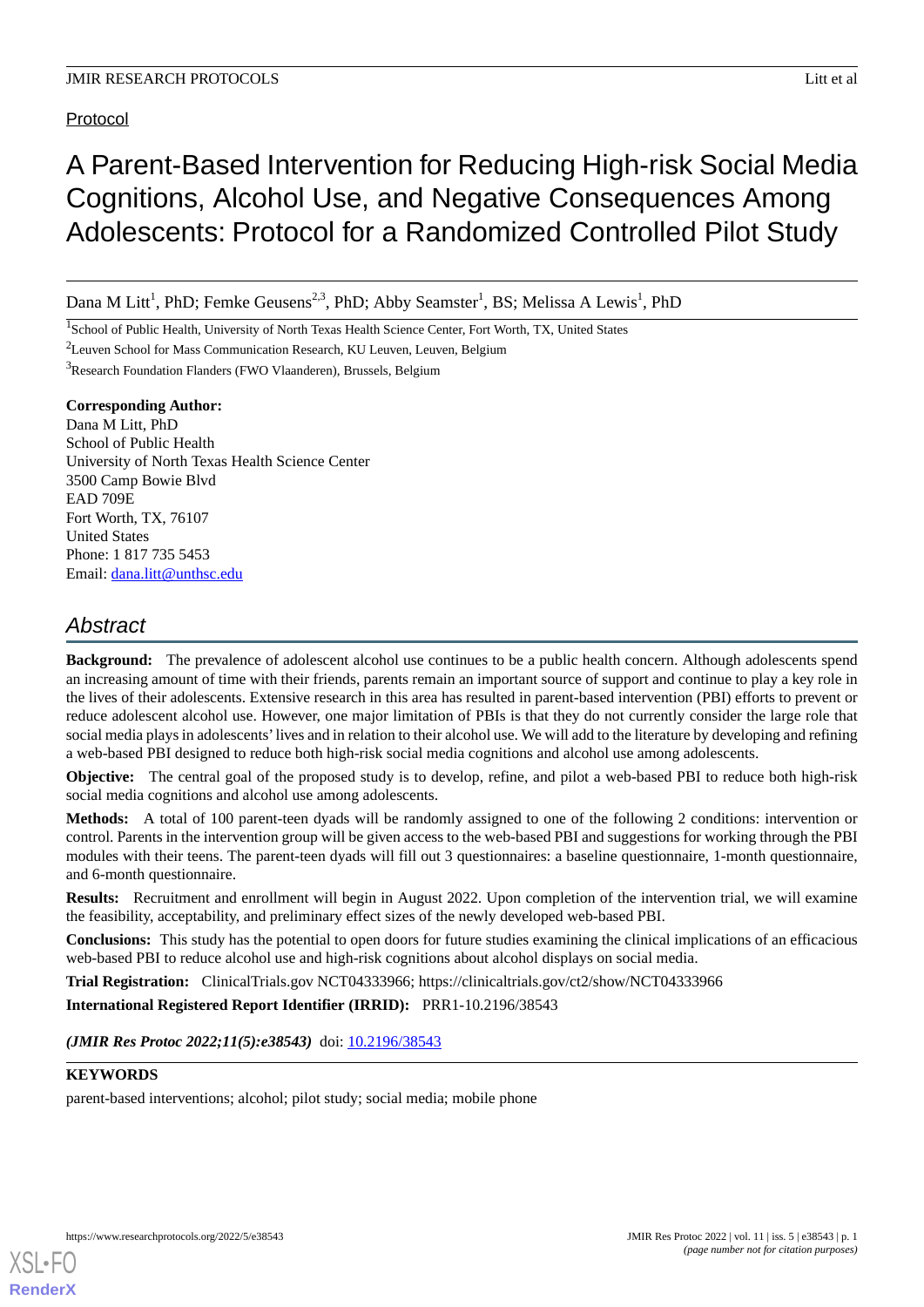Protocol

# A Parent-Based Intervention for Reducing High-risk Social Media Cognitions, Alcohol Use, and Negative Consequences Among Adolescents: Protocol for a Randomized Controlled Pilot Study

Dana M Litt[1], PhD; Femke Geusens[2,3], PhD; Abby Seamster[1], BS; Melissa A Lewis[1], PhD

[1]School of Public Health, University of North Texas Health Science Center, Fort Worth, TX, United States

[2]Leuven School for Mass Communication Research, KU Leuven, Leuven, Belgium

[3]Research Foundation Flanders (FWO Vlaanderen), Brussels, Belgium

**Corresponding Author:**
Dana M Litt, PhD
School of Public Health
University of North Texas Health Science Center
3500 Camp Bowie Blvd
EAD 709E
Fort Worth, TX, 76107
United States
Phone: 1 817 735 5453
Email: dana.litt@unthsc.edu

## Abstract

**Background:** The prevalence of adolescent alcohol use continues to be a public health concern. Although adolescents spend an increasing amount of time with their friends, parents remain an important source of support and continue to play a key role in the lives of their adolescents. Extensive research in this area has resulted in parent-based intervention (PBI) efforts to prevent or reduce adolescent alcohol use. However, one major limitation of PBIs is that they do not currently consider the large role that social media plays in adolescents' lives and in relation to their alcohol use. We will add to the literature by developing and refining a web-based PBI designed to reduce both high-risk social media cognitions and alcohol use among adolescents.

**Objective:** The central goal of the proposed study is to develop, refine, and pilot a web-based PBI to reduce both high-risk social media cognitions and alcohol use among adolescents.

**Methods:** A total of 100 parent-teen dyads will be randomly assigned to one of the following 2 conditions: intervention or control. Parents in the intervention group will be given access to the web-based PBI and suggestions for working through the PBI modules with their teens. The parent-teen dyads will fill out 3 questionnaires: a baseline questionnaire, 1-month questionnaire, and 6-month questionnaire.

**Results:** Recruitment and enrollment will begin in August 2022. Upon completion of the intervention trial, we will examine the feasibility, acceptability, and preliminary effect sizes of the newly developed web-based PBI.

**Conclusions:** This study has the potential to open doors for future studies examining the clinical implications of an efficacious web-based PBI to reduce alcohol use and high-risk cognitions about alcohol displays on social media.

**Trial Registration:** ClinicalTrials.gov NCT04333966; https://clinicaltrials.gov/ct2/show/NCT04333966

**International Registered Report Identifier (IRRID):** PRR1-10.2196/38543

***(JMIR Res Protoc 2022;11(5):e38543)*** doi: 10.2196/38543

**KEYWORDS**

parent-based interventions; alcohol; pilot study; social media; mobile phone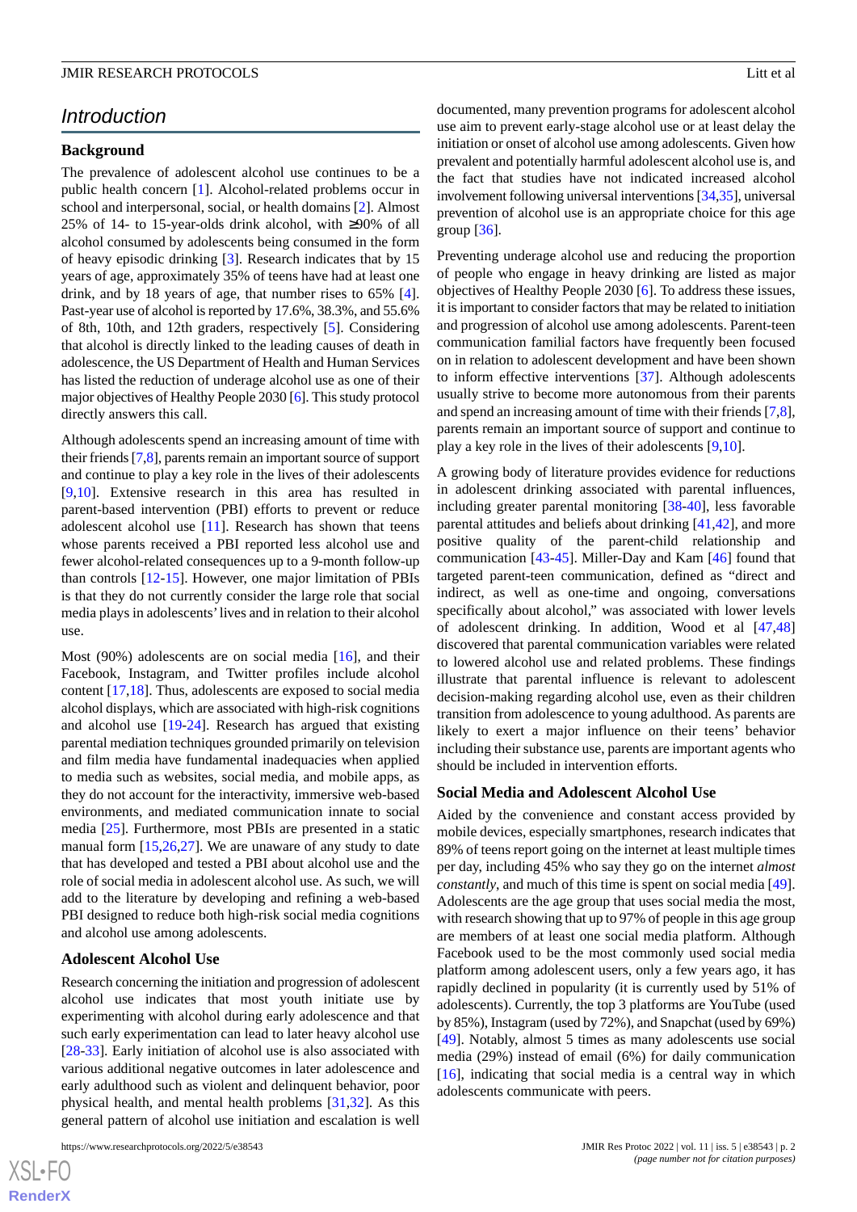## Introduction

### Background

The prevalence of adolescent alcohol use continues to be a public health concern [1]. Alcohol-related problems occur in school and interpersonal, social, or health domains [2]. Almost 25% of 14- to 15-year-olds drink alcohol, with ≥90% of all alcohol consumed by adolescents being consumed in the form of heavy episodic drinking [3]. Research indicates that by 15 years of age, approximately 35% of teens have had at least one drink, and by 18 years of age, that number rises to 65% [4]. Past-year use of alcohol is reported by 17.6%, 38.3%, and 55.6% of 8th, 10th, and 12th graders, respectively [5]. Considering that alcohol is directly linked to the leading causes of death in adolescence, the US Department of Health and Human Services has listed the reduction of underage alcohol use as one of their major objectives of Healthy People 2030 [6]. This study protocol directly answers this call.

Although adolescents spend an increasing amount of time with their friends [7,8], parents remain an important source of support and continue to play a key role in the lives of their adolescents [9,10]. Extensive research in this area has resulted in parent-based intervention (PBI) efforts to prevent or reduce adolescent alcohol use [11]. Research has shown that teens whose parents received a PBI reported less alcohol use and fewer alcohol-related consequences up to a 9-month follow-up than controls [12-15]. However, one major limitation of PBIs is that they do not currently consider the large role that social media plays in adolescents' lives and in relation to their alcohol use.

Most (90%) adolescents are on social media [16], and their Facebook, Instagram, and Twitter profiles include alcohol content [17,18]. Thus, adolescents are exposed to social media alcohol displays, which are associated with high-risk cognitions and alcohol use [19-24]. Research has argued that existing parental mediation techniques grounded primarily on television and film media have fundamental inadequacies when applied to media such as websites, social media, and mobile apps, as they do not account for the interactivity, immersive web-based environments, and mediated communication innate to social media [25]. Furthermore, most PBIs are presented in a static manual form [15,26,27]. We are unaware of any study to date that has developed and tested a PBI about alcohol use and the role of social media in adolescent alcohol use. As such, we will add to the literature by developing and refining a web-based PBI designed to reduce both high-risk social media cognitions and alcohol use among adolescents.

### Adolescent Alcohol Use

Research concerning the initiation and progression of adolescent alcohol use indicates that most youth initiate use by experimenting with alcohol during early adolescence and that such early experimentation can lead to later heavy alcohol use [28-33]. Early initiation of alcohol use is also associated with various additional negative outcomes in later adolescence and early adulthood such as violent and delinquent behavior, poor physical health, and mental health problems [31,32]. As this general pattern of alcohol use initiation and escalation is well documented, many prevention programs for adolescent alcohol use aim to prevent early-stage alcohol use or at least delay the initiation or onset of alcohol use among adolescents. Given how prevalent and potentially harmful adolescent alcohol use is, and the fact that studies have not indicated increased alcohol involvement following universal interventions [34,35], universal prevention of alcohol use is an appropriate choice for this age group [36].

Preventing underage alcohol use and reducing the proportion of people who engage in heavy drinking are listed as major objectives of Healthy People 2030 [6]. To address these issues, it is important to consider factors that may be related to initiation and progression of alcohol use among adolescents. Parent-teen communication familial factors have frequently been focused on in relation to adolescent development and have been shown to inform effective interventions [37]. Although adolescents usually strive to become more autonomous from their parents and spend an increasing amount of time with their friends [7,8], parents remain an important source of support and continue to play a key role in the lives of their adolescents [9,10].

A growing body of literature provides evidence for reductions in adolescent drinking associated with parental influences, including greater parental monitoring [38-40], less favorable parental attitudes and beliefs about drinking [41,42], and more positive quality of the parent-child relationship and communication [43-45]. Miller-Day and Kam [46] found that targeted parent-teen communication, defined as "direct and indirect, as well as one-time and ongoing, conversations specifically about alcohol," was associated with lower levels of adolescent drinking. In addition, Wood et al [47,48] discovered that parental communication variables were related to lowered alcohol use and related problems. These findings illustrate that parental influence is relevant to adolescent decision-making regarding alcohol use, even as their children transition from adolescence to young adulthood. As parents are likely to exert a major influence on their teens' behavior including their substance use, parents are important agents who should be included in intervention efforts.

### Social Media and Adolescent Alcohol Use

Aided by the convenience and constant access provided by mobile devices, especially smartphones, research indicates that 89% of teens report going on the internet at least multiple times per day, including 45% who say they go on the internet *almost constantly*, and much of this time is spent on social media [49]. Adolescents are the age group that uses social media the most, with research showing that up to 97% of people in this age group are members of at least one social media platform. Although Facebook used to be the most commonly used social media platform among adolescent users, only a few years ago, it has rapidly declined in popularity (it is currently used by 51% of adolescents). Currently, the top 3 platforms are YouTube (used by 85%), Instagram (used by 72%), and Snapchat (used by 69%) [49]. Notably, almost 5 times as many adolescents use social media (29%) instead of email (6%) for daily communication [16], indicating that social media is a central way in which adolescents communicate with peers.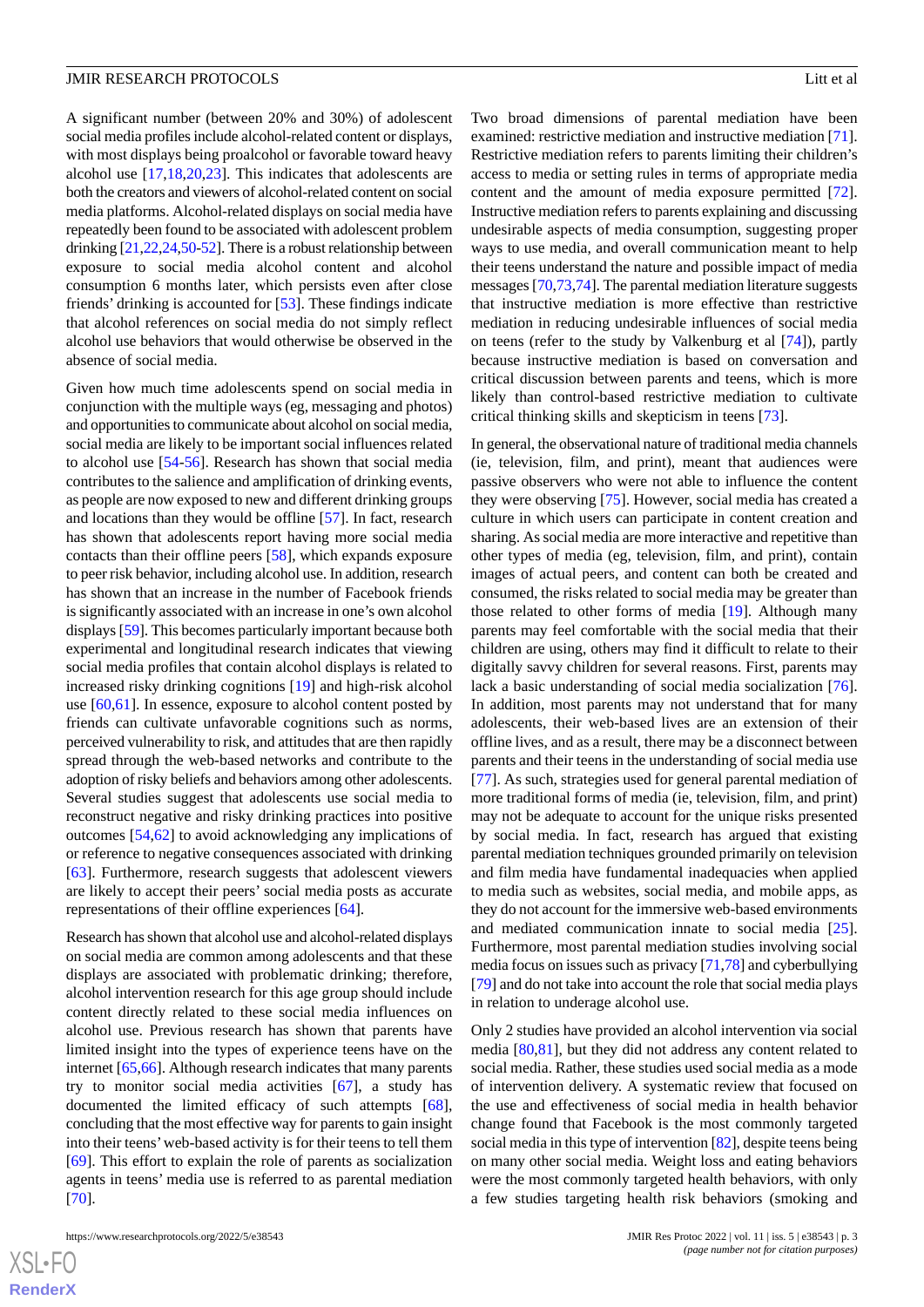A significant number (between 20% and 30%) of adolescent social media profiles include alcohol-related content or displays, with most displays being proalcohol or favorable toward heavy alcohol use [17,18,20,23]. This indicates that adolescents are both the creators and viewers of alcohol-related content on social media platforms. Alcohol-related displays on social media have repeatedly been found to be associated with adolescent problem drinking [21,22,24,50-52]. There is a robust relationship between exposure to social media alcohol content and alcohol consumption 6 months later, which persists even after close friends' drinking is accounted for [53]. These findings indicate that alcohol references on social media do not simply reflect alcohol use behaviors that would otherwise be observed in the absence of social media.

Given how much time adolescents spend on social media in conjunction with the multiple ways (eg, messaging and photos) and opportunities to communicate about alcohol on social media, social media are likely to be important social influences related to alcohol use [54-56]. Research has shown that social media contributes to the salience and amplification of drinking events, as people are now exposed to new and different drinking groups and locations than they would be offline [57]. In fact, research has shown that adolescents report having more social media contacts than their offline peers [58], which expands exposure to peer risk behavior, including alcohol use. In addition, research has shown that an increase in the number of Facebook friends is significantly associated with an increase in one's own alcohol displays [59]. This becomes particularly important because both experimental and longitudinal research indicates that viewing social media profiles that contain alcohol displays is related to increased risky drinking cognitions [19] and high-risk alcohol use [60,61]. In essence, exposure to alcohol content posted by friends can cultivate unfavorable cognitions such as norms, perceived vulnerability to risk, and attitudes that are then rapidly spread through the web-based networks and contribute to the adoption of risky beliefs and behaviors among other adolescents. Several studies suggest that adolescents use social media to reconstruct negative and risky drinking practices into positive outcomes [54,62] to avoid acknowledging any implications of or reference to negative consequences associated with drinking [63]. Furthermore, research suggests that adolescent viewers are likely to accept their peers' social media posts as accurate representations of their offline experiences [64].

Research has shown that alcohol use and alcohol-related displays on social media are common among adolescents and that these displays are associated with problematic drinking; therefore, alcohol intervention research for this age group should include content directly related to these social media influences on alcohol use. Previous research has shown that parents have limited insight into the types of experience teens have on the internet [65,66]. Although research indicates that many parents try to monitor social media activities [67], a study has documented the limited efficacy of such attempts [68], concluding that the most effective way for parents to gain insight into their teens' web-based activity is for their teens to tell them [69]. This effort to explain the role of parents as socialization agents in teens' media use is referred to as parental mediation [70].

Two broad dimensions of parental mediation have been examined: restrictive mediation and instructive mediation [71]. Restrictive mediation refers to parents limiting their children's access to media or setting rules in terms of appropriate media content and the amount of media exposure permitted [72]. Instructive mediation refers to parents explaining and discussing undesirable aspects of media consumption, suggesting proper ways to use media, and overall communication meant to help their teens understand the nature and possible impact of media messages [70,73,74]. The parental mediation literature suggests that instructive mediation is more effective than restrictive mediation in reducing undesirable influences of social media on teens (refer to the study by Valkenburg et al [74]), partly because instructive mediation is based on conversation and critical discussion between parents and teens, which is more likely than control-based restrictive mediation to cultivate critical thinking skills and skepticism in teens [73].

In general, the observational nature of traditional media channels (ie, television, film, and print), meant that audiences were passive observers who were not able to influence the content they were observing [75]. However, social media has created a culture in which users can participate in content creation and sharing. As social media are more interactive and repetitive than other types of media (eg, television, film, and print), contain images of actual peers, and content can both be created and consumed, the risks related to social media may be greater than those related to other forms of media [19]. Although many parents may feel comfortable with the social media that their children are using, others may find it difficult to relate to their digitally savvy children for several reasons. First, parents may lack a basic understanding of social media socialization [76]. In addition, most parents may not understand that for many adolescents, their web-based lives are an extension of their offline lives, and as a result, there may be a disconnect between parents and their teens in the understanding of social media use [77]. As such, strategies used for general parental mediation of more traditional forms of media (ie, television, film, and print) may not be adequate to account for the unique risks presented by social media. In fact, research has argued that existing parental mediation techniques grounded primarily on television and film media have fundamental inadequacies when applied to media such as websites, social media, and mobile apps, as they do not account for the immersive web-based environments and mediated communication innate to social media [25]. Furthermore, most parental mediation studies involving social media focus on issues such as privacy [71,78] and cyberbullying [79] and do not take into account the role that social media plays in relation to underage alcohol use.

Only 2 studies have provided an alcohol intervention via social media [80,81], but they did not address any content related to social media. Rather, these studies used social media as a mode of intervention delivery. A systematic review that focused on the use and effectiveness of social media in health behavior change found that Facebook is the most commonly targeted social media in this type of intervention [82], despite teens being on many other social media. Weight loss and eating behaviors were the most commonly targeted health behaviors, with only a few studies targeting health risk behaviors (smoking and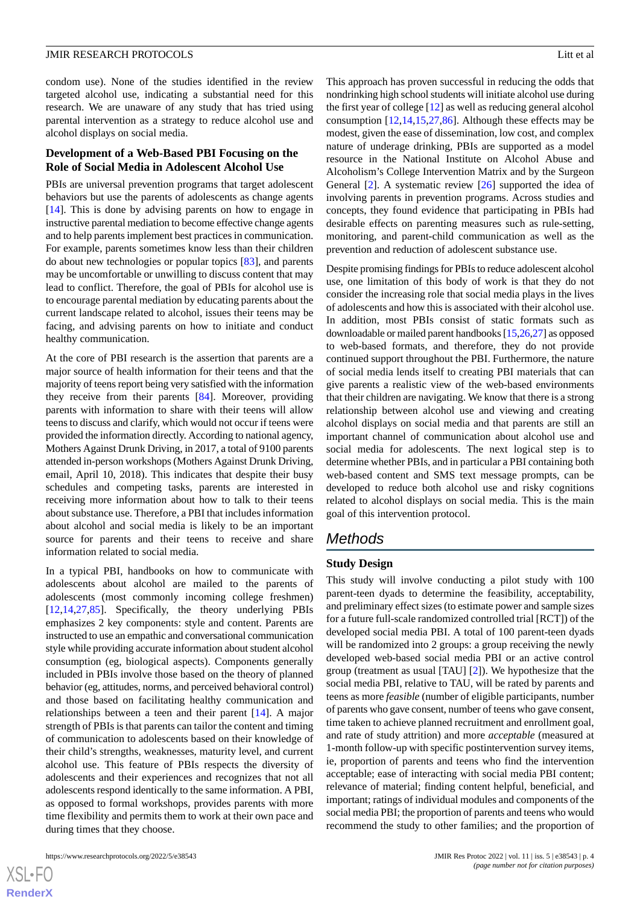condom use). None of the studies identified in the review targeted alcohol use, indicating a substantial need for this research. We are unaware of any study that has tried using parental intervention as a strategy to reduce alcohol use and alcohol displays on social media.

### Development of a Web-Based PBI Focusing on the Role of Social Media in Adolescent Alcohol Use

PBIs are universal prevention programs that target adolescent behaviors but use the parents of adolescents as change agents [14]. This is done by advising parents on how to engage in instructive parental mediation to become effective change agents and to help parents implement best practices in communication. For example, parents sometimes know less than their children do about new technologies or popular topics [83], and parents may be uncomfortable or unwilling to discuss content that may lead to conflict. Therefore, the goal of PBIs for alcohol use is to encourage parental mediation by educating parents about the current landscape related to alcohol, issues their teens may be facing, and advising parents on how to initiate and conduct healthy communication.

At the core of PBI research is the assertion that parents are a major source of health information for their teens and that the majority of teens report being very satisfied with the information they receive from their parents [84]. Moreover, providing parents with information to share with their teens will allow teens to discuss and clarify, which would not occur if teens were provided the information directly. According to national agency, Mothers Against Drunk Driving, in 2017, a total of 9100 parents attended in-person workshops (Mothers Against Drunk Driving, email, April 10, 2018). This indicates that despite their busy schedules and competing tasks, parents are interested in receiving more information about how to talk to their teens about substance use. Therefore, a PBI that includes information about alcohol and social media is likely to be an important source for parents and their teens to receive and share information related to social media.

In a typical PBI, handbooks on how to communicate with adolescents about alcohol are mailed to the parents of adolescents (most commonly incoming college freshmen) [12,14,27,85]. Specifically, the theory underlying PBIs emphasizes 2 key components: style and content. Parents are instructed to use an empathic and conversational communication style while providing accurate information about student alcohol consumption (eg, biological aspects). Components generally included in PBIs involve those based on the theory of planned behavior (eg, attitudes, norms, and perceived behavioral control) and those based on facilitating healthy communication and relationships between a teen and their parent [14]. A major strength of PBIs is that parents can tailor the content and timing of communication to adolescents based on their knowledge of their child's strengths, weaknesses, maturity level, and current alcohol use. This feature of PBIs respects the diversity of adolescents and their experiences and recognizes that not all adolescents respond identically to the same information. A PBI, as opposed to formal workshops, provides parents with more time flexibility and permits them to work at their own pace and during times that they choose.

This approach has proven successful in reducing the odds that nondrinking high school students will initiate alcohol use during the first year of college [12] as well as reducing general alcohol consumption [12,14,15,27,86]. Although these effects may be modest, given the ease of dissemination, low cost, and complex nature of underage drinking, PBIs are supported as a model resource in the National Institute on Alcohol Abuse and Alcoholism's College Intervention Matrix and by the Surgeon General [2]. A systematic review [26] supported the idea of involving parents in prevention programs. Across studies and concepts, they found evidence that participating in PBIs had desirable effects on parenting measures such as rule-setting, monitoring, and parent-child communication as well as the prevention and reduction of adolescent substance use.

Despite promising findings for PBIs to reduce adolescent alcohol use, one limitation of this body of work is that they do not consider the increasing role that social media plays in the lives of adolescents and how this is associated with their alcohol use. In addition, most PBIs consist of static formats such as downloadable or mailed parent handbooks [15,26,27] as opposed to web-based formats, and therefore, they do not provide continued support throughout the PBI. Furthermore, the nature of social media lends itself to creating PBI materials that can give parents a realistic view of the web-based environments that their children are navigating. We know that there is a strong relationship between alcohol use and viewing and creating alcohol displays on social media and that parents are still an important channel of communication about alcohol use and social media for adolescents. The next logical step is to determine whether PBIs, and in particular a PBI containing both web-based content and SMS text message prompts, can be developed to reduce both alcohol use and risky cognitions related to alcohol displays on social media. This is the main goal of this intervention protocol.

## Methods

### Study Design

This study will involve conducting a pilot study with 100 parent-teen dyads to determine the feasibility, acceptability, and preliminary effect sizes (to estimate power and sample sizes for a future full-scale randomized controlled trial [RCT]) of the developed social media PBI. A total of 100 parent-teen dyads will be randomized into 2 groups: a group receiving the newly developed web-based social media PBI or an active control group (treatment as usual [TAU] [2]). We hypothesize that the social media PBI, relative to TAU, will be rated by parents and teens as more *feasible* (number of eligible participants, number of parents who gave consent, number of teens who gave consent, time taken to achieve planned recruitment and enrollment goal, and rate of study attrition) and more *acceptable* (measured at 1-month follow-up with specific postintervention survey items, ie, proportion of parents and teens who find the intervention acceptable; ease of interacting with social media PBI content; relevance of material; finding content helpful, beneficial, and important; ratings of individual modules and components of the social media PBI; the proportion of parents and teens who would recommend the study to other families; and the proportion of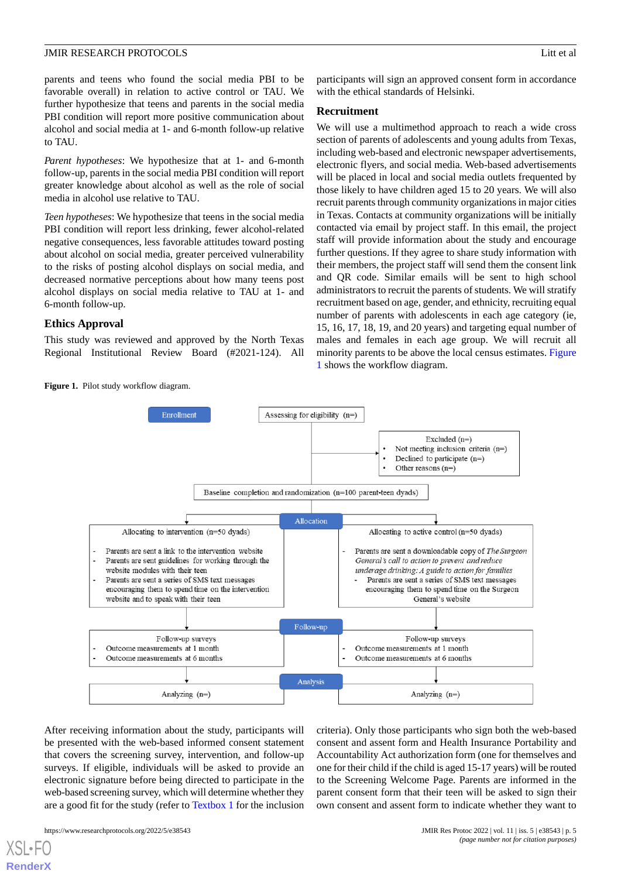parents and teens who found the social media PBI to be favorable overall) in relation to active control or TAU. We further hypothesize that teens and parents in the social media PBI condition will report more positive communication about alcohol and social media at 1- and 6-month follow-up relative to TAU.

*Parent hypotheses*: We hypothesize that at 1- and 6-month follow-up, parents in the social media PBI condition will report greater knowledge about alcohol as well as the role of social media in alcohol use relative to TAU.

*Teen hypotheses*: We hypothesize that teens in the social media PBI condition will report less drinking, fewer alcohol-related negative consequences, less favorable attitudes toward posting about alcohol on social media, greater perceived vulnerability to the risks of posting alcohol displays on social media, and decreased normative perceptions about how many teens post alcohol displays on social media relative to TAU at 1- and 6-month follow-up.

## Ethics Approval

This study was reviewed and approved by the North Texas Regional Institutional Review Board (#2021-124). All participants will sign an approved consent form in accordance with the ethical standards of Helsinki.

## Recruitment

We will use a multimethod approach to reach a wide cross section of parents of adolescents and young adults from Texas, including web-based and electronic newspaper advertisements, electronic flyers, and social media. Web-based advertisements will be placed in local and social media outlets frequented by those likely to have children aged 15 to 20 years. We will also recruit parents through community organizations in major cities in Texas. Contacts at community organizations will be initially contacted via email by project staff. In this email, the project staff will provide information about the study and encourage further questions. If they agree to share study information with their members, the project staff will send them the consent link and QR code. Similar emails will be sent to high school administrators to recruit the parents of students. We will stratify recruitment based on age, gender, and ethnicity, recruiting equal number of parents with adolescents in each age category (ie, 15, 16, 17, 18, 19, and 20 years) and targeting equal number of males and females in each age group. We will recruit all minority parents to be above the local census estimates. Figure 1 shows the workflow diagram.

**Figure 1.** Pilot study workflow diagram.

- Enrollment
  - Assessing for eligibility (n=)
  - Excluded (n=)
    - Not meeting inclusion criteria (n=)
    - Declined to participate (n=)
    - Other reasons (n=)
  - Baseline completion and randomization (n=100 parent-teen dyads)
- Allocation
  - Allocating to intervention (n=50 dyads)
    - Parents are sent a link to the intervention website
    - Parents are sent guidelines for working through the website modules with their teen
    - Parents are sent a series of SMS text messages encouraging them to spend time on the intervention website and to speak with their teen
  - Allocating to active control (n=50 dyads)
    - Parents are sent a downloadable copy of *The Surgeon General's call to action to prevent and reduce underage drinking: A guide to action for families*
    - Parents are sent a series of SMS text messages encouraging them to spend time on the Surgeon General's website
- Follow-up
  - Follow-up surveys (intervention)
    - Outcome measurements at 1 month
    - Outcome measurements at 6 months
  - Follow-up surveys (active control)
    - Outcome measurements at 1 month
    - Outcome measurements at 6 months
- Analysis
  - Analyzing (n=)
  - Analyzing (n=)

After receiving information about the study, participants will be presented with the web-based informed consent statement that covers the screening survey, intervention, and follow-up surveys. If eligible, individuals will be asked to provide an electronic signature before being directed to participate in the web-based screening survey, which will determine whether they are a good fit for the study (refer to Textbox 1 for the inclusion criteria). Only those participants who sign both the web-based consent and assent form and Health Insurance Portability and Accountability Act authorization form (one for themselves and one for their child if the child is aged 15-17 years) will be routed to the Screening Welcome Page. Parents are informed in the parent consent form that their teen will be asked to sign their own consent and assent form to indicate whether they want to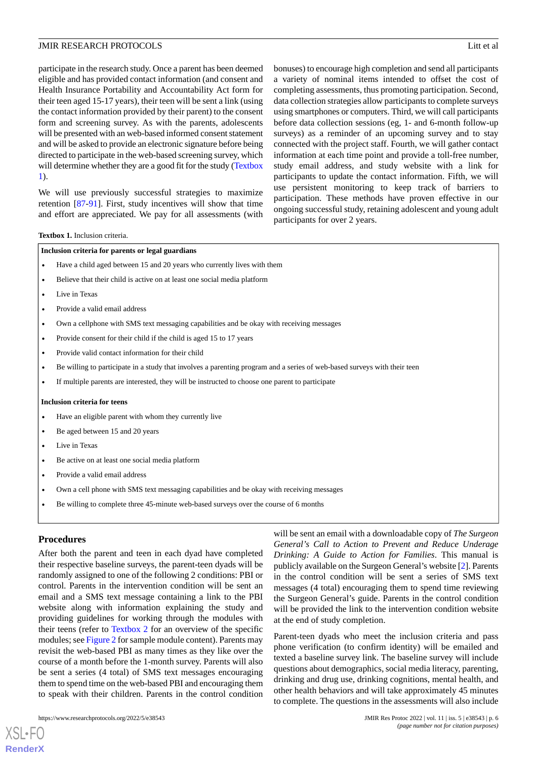participate in the research study. Once a parent has been deemed eligible and has provided contact information (and consent and Health Insurance Portability and Accountability Act form for their teen aged 15-17 years), their teen will be sent a link (using the contact information provided by their parent) to the consent form and screening survey. As with the parents, adolescents will be presented with an web-based informed consent statement and will be asked to provide an electronic signature before being directed to participate in the web-based screening survey, which will determine whether they are a good fit for the study (Textbox 1).

We will use previously successful strategies to maximize retention [87-91]. First, study incentives will show that time and effort are appreciated. We pay for all assessments (with bonuses) to encourage high completion and send all participants a variety of nominal items intended to offset the cost of completing assessments, thus promoting participation. Second, data collection strategies allow participants to complete surveys using smartphones or computers. Third, we will call participants before data collection sessions (eg, 1- and 6-month follow-up surveys) as a reminder of an upcoming survey and to stay connected with the project staff. Fourth, we will gather contact information at each time point and provide a toll-free number, study email address, and study website with a link for participants to update the contact information. Fifth, we will use persistent monitoring to keep track of barriers to participation. These methods have proven effective in our ongoing successful study, retaining adolescent and young adult participants for over 2 years.

**Textbox 1.** Inclusion criteria.

**Inclusion criteria for parents or legal guardians**

- Have a child aged between 15 and 20 years who currently lives with them
- Believe that their child is active on at least one social media platform
- Live in Texas
- Provide a valid email address
- Own a cellphone with SMS text messaging capabilities and be okay with receiving messages
- Provide consent for their child if the child is aged 15 to 17 years
- Provide valid contact information for their child
- Be willing to participate in a study that involves a parenting program and a series of web-based surveys with their teen
- If multiple parents are interested, they will be instructed to choose one parent to participate

**Inclusion criteria for teens**

- Have an eligible parent with whom they currently live
- Be aged between 15 and 20 years
- Live in Texas
- Be active on at least one social media platform
- Provide a valid email address
- Own a cell phone with SMS text messaging capabilities and be okay with receiving messages
- Be willing to complete three 45-minute web-based surveys over the course of 6 months

## Procedures

After both the parent and teen in each dyad have completed their respective baseline surveys, the parent-teen dyads will be randomly assigned to one of the following 2 conditions: PBI or control. Parents in the intervention condition will be sent an email and a SMS text message containing a link to the PBI website along with information explaining the study and providing guidelines for working through the modules with their teens (refer to Textbox 2 for an overview of the specific modules; see Figure 2 for sample module content). Parents may revisit the web-based PBI as many times as they like over the course of a month before the 1-month survey. Parents will also be sent a series (4 total) of SMS text messages encouraging them to spend time on the web-based PBI and encouraging them to speak with their children. Parents in the control condition will be sent an email with a downloadable copy of *The Surgeon General's Call to Action to Prevent and Reduce Underage Drinking: A Guide to Action for Families*. This manual is publicly available on the Surgeon General's website [2]. Parents in the control condition will be sent a series of SMS text messages (4 total) encouraging them to spend time reviewing the Surgeon General's guide. Parents in the control condition will be provided the link to the intervention condition website at the end of study completion.

Parent-teen dyads who meet the inclusion criteria and pass phone verification (to confirm identity) will be emailed and texted a baseline survey link. The baseline survey will include questions about demographics, social media literacy, parenting, drinking and drug use, drinking cognitions, mental health, and other health behaviors and will take approximately 45 minutes to complete. The questions in the assessments will also include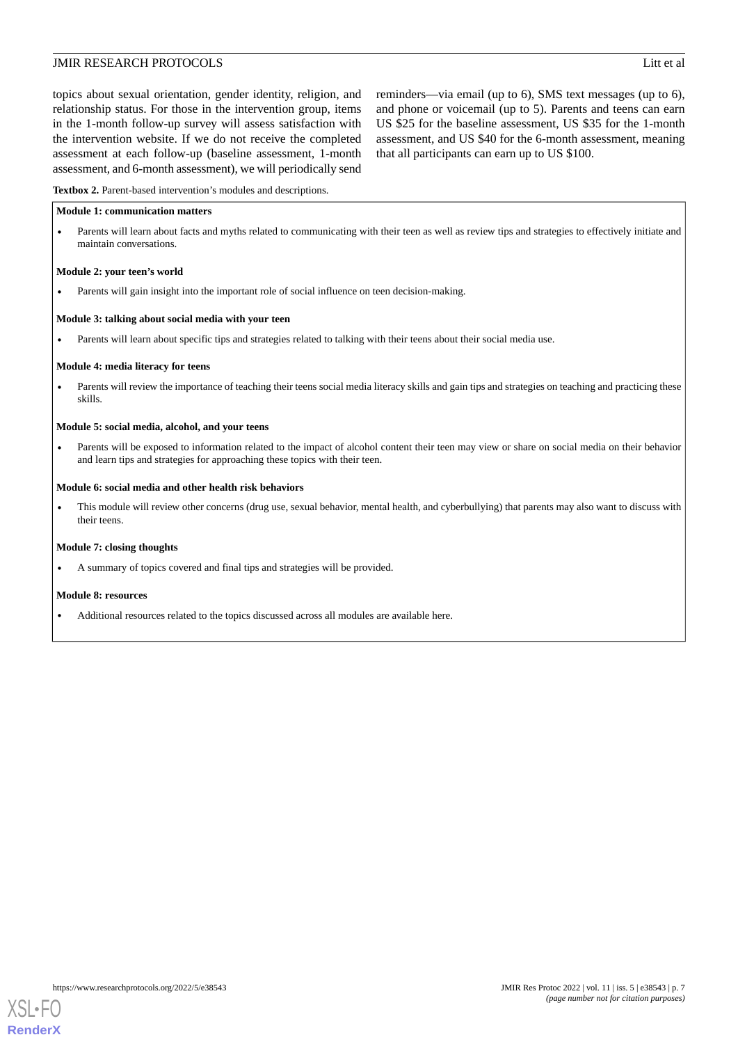topics about sexual orientation, gender identity, religion, and relationship status. For those in the intervention group, items in the 1-month follow-up survey will assess satisfaction with the intervention website. If we do not receive the completed assessment at each follow-up (baseline assessment, 1-month assessment, and 6-month assessment), we will periodically send reminders—via email (up to 6), SMS text messages (up to 6), and phone or voicemail (up to 5). Parents and teens can earn US $25 for the baseline assessment, US $35 for the 1-month assessment, and US $40 for the 6-month assessment, meaning that all participants can earn up to US $100.

**Textbox 2.** Parent-based intervention's modules and descriptions.

**Module 1: communication matters**

- Parents will learn about facts and myths related to communicating with their teen as well as review tips and strategies to effectively initiate and maintain conversations.

**Module 2: your teen's world**

- Parents will gain insight into the important role of social influence on teen decision-making.

**Module 3: talking about social media with your teen**

- Parents will learn about specific tips and strategies related to talking with their teens about their social media use.

**Module 4: media literacy for teens**

- Parents will review the importance of teaching their teens social media literacy skills and gain tips and strategies on teaching and practicing these skills.

**Module 5: social media, alcohol, and your teens**

- Parents will be exposed to information related to the impact of alcohol content their teen may view or share on social media on their behavior and learn tips and strategies for approaching these topics with their teen.

**Module 6: social media and other health risk behaviors**

- This module will review other concerns (drug use, sexual behavior, mental health, and cyberbullying) that parents may also want to discuss with their teens.

**Module 7: closing thoughts**

- A summary of topics covered and final tips and strategies will be provided.

**Module 8: resources**

- Additional resources related to the topics discussed across all modules are available here.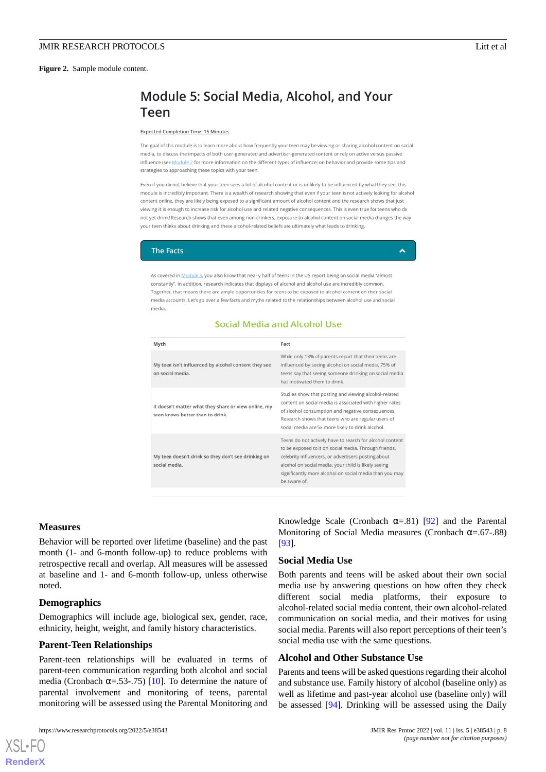**Figure 2.** Sample module content.

# Module 5: Social Media, Alcohol, and Your Teen

Expected Completion Time: 15 Minutes

The goal of this module is to learn more about how frequently your teen may be viewing or sharing alcohol content on social media, to discuss the impacts of both user-generated and advertiser-generated content or rely on active versus passive influence (see Module 2 for more information on the different types of influence) on behavior and provide some tips and strategies to approaching these topics with your teen.

Even if you do not believe that your teen sees a lot of alcohol content or is unlikely to be influenced by what they see, this module is incredibly important. There is a wealth of research showing that even if your teen is not actively looking for alcohol content online, they are likely being exposed to a significant amount of alcohol content and the research shows that just viewing it is enough to increase risk for alcohol use and related negative consequences. This is even true for teens who do not yet drink! Research shows that even among non-drinkers, exposure to alcohol content on social media changes the way your teen thinks about drinking and these alcohol-related beliefs are ultimately what leads to drinking.

**The Facts**

As covered in Module 3, you also know that nearly half of teens in the US report being on social media "almost constantly". In addition, research indicates that displays of alcohol and alcohol use are incredibly common. Together, that means there are ample opportunities for teens to be exposed to alcohol content on their social media accounts. Let's go over a few facts and myths related to the relationships between alcohol use and social media.

**Social Media and Alcohol Use**

| Myth | Fact |
|---|---|
| My teen isn't influenced by alcohol content they see on social media. | While only 13% of parents report that their teens are influenced by seeing alcohol on social media, 75% of teens say that seeing someone drinking on social media has motivated them to drink. |
| It doesn't matter what they share or view online, my teen knows better than to drink. | Studies show that posting and viewing alcohol-related content on social media is associated with higher rates of alcohol consumption and negative consequences. Research shows that teens who are regular users of social media are 5x more likely to drink alcohol. |
| My teen doesn't drink so they don't see drinking on social media. | Teens do not actively have to search for alcohol content to be exposed to it on social media. Through friends, celebrity influencers, or advertisers posting about alcohol on social media, your child is likely seeing significantly more alcohol on social media than you may be aware of. |

## Measures

Behavior will be reported over lifetime (baseline) and the past month (1- and 6-month follow-up) to reduce problems with retrospective recall and overlap. All measures will be assessed at baseline and 1- and 6-month follow-up, unless otherwise noted.

### Demographics

Demographics will include age, biological sex, gender, race, ethnicity, height, weight, and family history characteristics.

### Parent-Teen Relationships

Parent-teen relationships will be evaluated in terms of parent-teen communication regarding both alcohol and social media (Cronbach $\alpha$=.53-.75) [10]. To determine the nature of parental involvement and monitoring of teens, parental monitoring will be assessed using the Parental Monitoring and Knowledge Scale (Cronbach $\alpha$=.81) [92] and the Parental Monitoring of Social Media measures (Cronbach $\alpha$=.67-.88) [93].

### Social Media Use

Both parents and teens will be asked about their own social media use by answering questions on how often they check different social media platforms, their exposure to alcohol-related social media content, their own alcohol-related communication on social media, and their motives for using social media. Parents will also report perceptions of their teen's social media use with the same questions.

### Alcohol and Other Substance Use

Parents and teens will be asked questions regarding their alcohol and substance use. Family history of alcohol (baseline only) as well as lifetime and past-year alcohol use (baseline only) will be assessed [94]. Drinking will be assessed using the Daily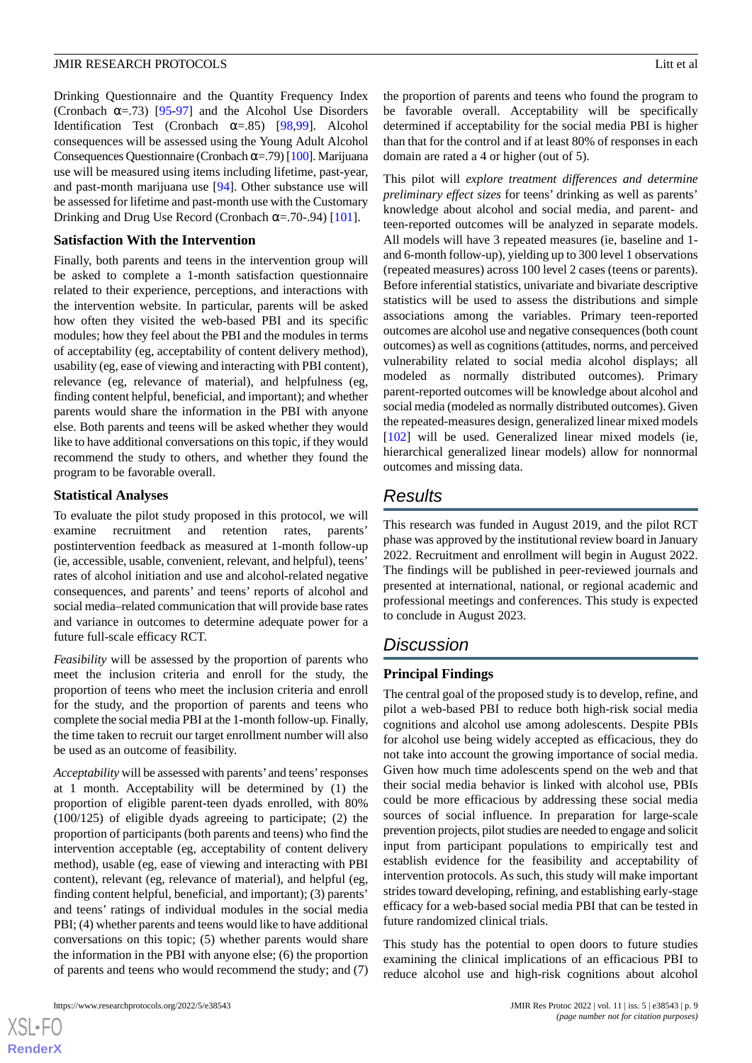Drinking Questionnaire and the Quantity Frequency Index (Cronbach α=.73) [95-97] and the Alcohol Use Disorders Identification Test (Cronbach α=.85) [98,99]. Alcohol consequences will be assessed using the Young Adult Alcohol Consequences Questionnaire (Cronbach α=.79) [100]. Marijuana use will be measured using items including lifetime, past-year, and past-month marijuana use [94]. Other substance use will be assessed for lifetime and past-month use with the Customary Drinking and Drug Use Record (Cronbach α=.70-.94) [101].

### Satisfaction With the Intervention

Finally, both parents and teens in the intervention group will be asked to complete a 1-month satisfaction questionnaire related to their experience, perceptions, and interactions with the intervention website. In particular, parents will be asked how often they visited the web-based PBI and its specific modules; how they feel about the PBI and the modules in terms of acceptability (eg, acceptability of content delivery method), usability (eg, ease of viewing and interacting with PBI content), relevance (eg, relevance of material), and helpfulness (eg, finding content helpful, beneficial, and important); and whether parents would share the information in the PBI with anyone else. Both parents and teens will be asked whether they would like to have additional conversations on this topic, if they would recommend the study to others, and whether they found the program to be favorable overall.

### Statistical Analyses

To evaluate the pilot study proposed in this protocol, we will examine recruitment and retention rates, parents' postintervention feedback as measured at 1-month follow-up (ie, accessible, usable, convenient, relevant, and helpful), teens' rates of alcohol initiation and use and alcohol-related negative consequences, and parents' and teens' reports of alcohol and social media–related communication that will provide base rates and variance in outcomes to determine adequate power for a future full-scale efficacy RCT.

*Feasibility* will be assessed by the proportion of parents who meet the inclusion criteria and enroll for the study, the proportion of teens who meet the inclusion criteria and enroll for the study, and the proportion of parents and teens who complete the social media PBI at the 1-month follow-up. Finally, the time taken to recruit our target enrollment number will also be used as an outcome of feasibility.

*Acceptability* will be assessed with parents' and teens' responses at 1 month. Acceptability will be determined by (1) the proportion of eligible parent-teen dyads enrolled, with 80% (100/125) of eligible dyads agreeing to participate; (2) the proportion of participants (both parents and teens) who find the intervention acceptable (eg, acceptability of content delivery method), usable (eg, ease of viewing and interacting with PBI content), relevant (eg, relevance of material), and helpful (eg, finding content helpful, beneficial, and important); (3) parents' and teens' ratings of individual modules in the social media PBI; (4) whether parents and teens would like to have additional conversations on this topic; (5) whether parents would share the information in the PBI with anyone else; (6) the proportion of parents and teens who would recommend the study; and (7) the proportion of parents and teens who found the program to be favorable overall. Acceptability will be specifically determined if acceptability for the social media PBI is higher than that for the control and if at least 80% of responses in each domain are rated a 4 or higher (out of 5).

This pilot will *explore treatment differences and determine preliminary effect sizes* for teens' drinking as well as parents' knowledge about alcohol and social media, and parent- and teen-reported outcomes will be analyzed in separate models. All models will have 3 repeated measures (ie, baseline and 1- and 6-month follow-up), yielding up to 300 level 1 observations (repeated measures) across 100 level 2 cases (teens or parents). Before inferential statistics, univariate and bivariate descriptive statistics will be used to assess the distributions and simple associations among the variables. Primary teen-reported outcomes are alcohol use and negative consequences (both count outcomes) as well as cognitions (attitudes, norms, and perceived vulnerability related to social media alcohol displays; all modeled as normally distributed outcomes). Primary parent-reported outcomes will be knowledge about alcohol and social media (modeled as normally distributed outcomes). Given the repeated-measures design, generalized linear mixed models [102] will be used. Generalized linear mixed models (ie, hierarchical generalized linear models) allow for nonnormal outcomes and missing data.

## Results

This research was funded in August 2019, and the pilot RCT phase was approved by the institutional review board in January 2022. Recruitment and enrollment will begin in August 2022. The findings will be published in peer-reviewed journals and presented at international, national, or regional academic and professional meetings and conferences. This study is expected to conclude in August 2023.

## Discussion

### Principal Findings

The central goal of the proposed study is to develop, refine, and pilot a web-based PBI to reduce both high-risk social media cognitions and alcohol use among adolescents. Despite PBIs for alcohol use being widely accepted as efficacious, they do not take into account the growing importance of social media. Given how much time adolescents spend on the web and that their social media behavior is linked with alcohol use, PBIs could be more efficacious by addressing these social media sources of social influence. In preparation for large-scale prevention projects, pilot studies are needed to engage and solicit input from participant populations to empirically test and establish evidence for the feasibility and acceptability of intervention protocols. As such, this study will make important strides toward developing, refining, and establishing early-stage efficacy for a web-based social media PBI that can be tested in future randomized clinical trials.

This study has the potential to open doors to future studies examining the clinical implications of an efficacious PBI to reduce alcohol use and high-risk cognitions about alcohol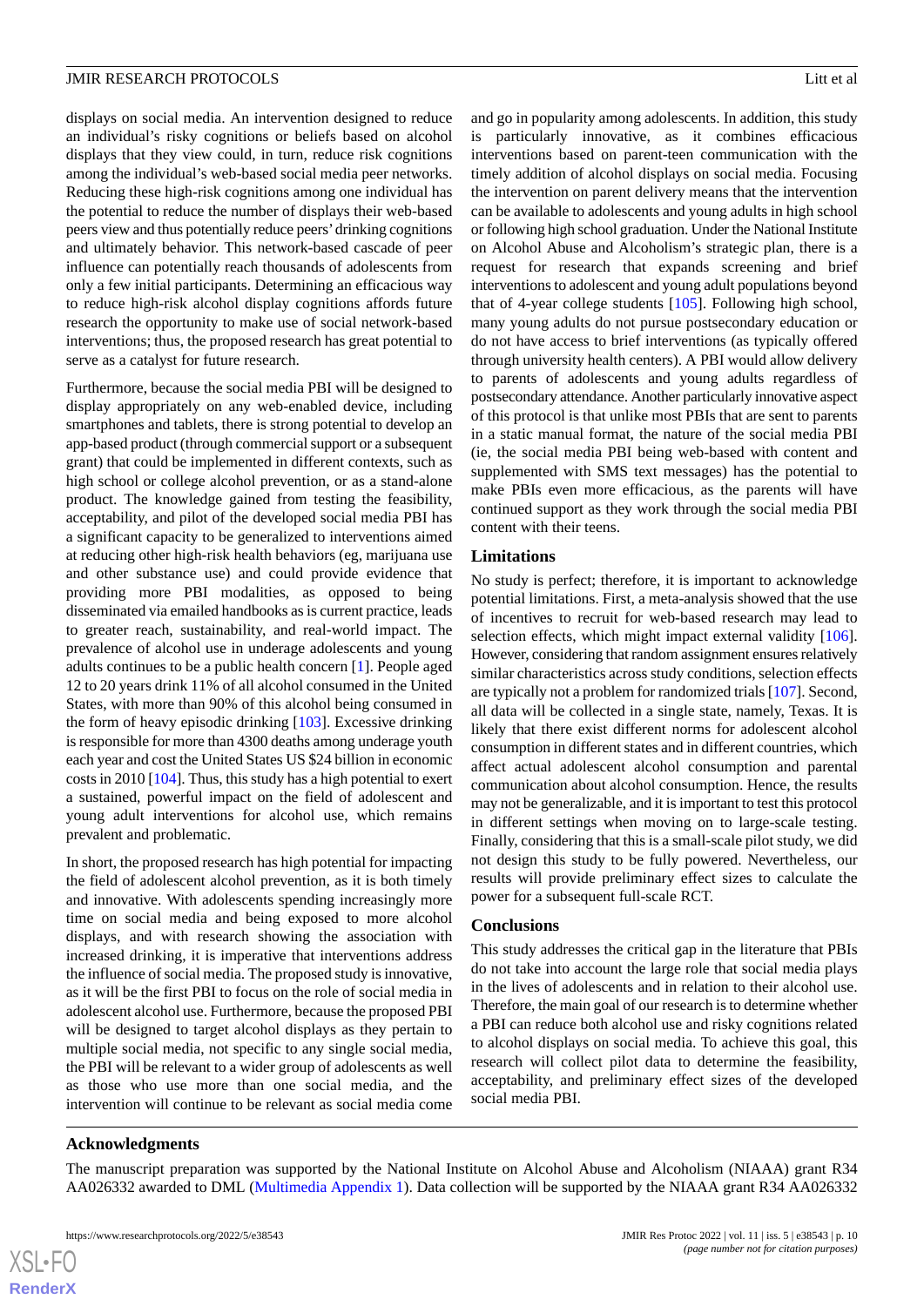displays on social media. An intervention designed to reduce an individual's risky cognitions or beliefs based on alcohol displays that they view could, in turn, reduce risk cognitions among the individual's web-based social media peer networks. Reducing these high-risk cognitions among one individual has the potential to reduce the number of displays their web-based peers view and thus potentially reduce peers' drinking cognitions and ultimately behavior. This network-based cascade of peer influence can potentially reach thousands of adolescents from only a few initial participants. Determining an efficacious way to reduce high-risk alcohol display cognitions affords future research the opportunity to make use of social network-based interventions; thus, the proposed research has great potential to serve as a catalyst for future research.

Furthermore, because the social media PBI will be designed to display appropriately on any web-enabled device, including smartphones and tablets, there is strong potential to develop an app-based product (through commercial support or a subsequent grant) that could be implemented in different contexts, such as high school or college alcohol prevention, or as a stand-alone product. The knowledge gained from testing the feasibility, acceptability, and pilot of the developed social media PBI has a significant capacity to be generalized to interventions aimed at reducing other high-risk health behaviors (eg, marijuana use and other substance use) and could provide evidence that providing more PBI modalities, as opposed to being disseminated via emailed handbooks as is current practice, leads to greater reach, sustainability, and real-world impact. The prevalence of alcohol use in underage adolescents and young adults continues to be a public health concern [1]. People aged 12 to 20 years drink 11% of all alcohol consumed in the United States, with more than 90% of this alcohol being consumed in the form of heavy episodic drinking [103]. Excessive drinking is responsible for more than 4300 deaths among underage youth each year and cost the United States US $24 billion in economic costs in 2010 [104]. Thus, this study has a high potential to exert a sustained, powerful impact on the field of adolescent and young adult interventions for alcohol use, which remains prevalent and problematic.

In short, the proposed research has high potential for impacting the field of adolescent alcohol prevention, as it is both timely and innovative. With adolescents spending increasingly more time on social media and being exposed to more alcohol displays, and with research showing the association with increased drinking, it is imperative that interventions address the influence of social media. The proposed study is innovative, as it will be the first PBI to focus on the role of social media in adolescent alcohol use. Furthermore, because the proposed PBI will be designed to target alcohol displays as they pertain to multiple social media, not specific to any single social media, the PBI will be relevant to a wider group of adolescents as well as those who use more than one social media, and the intervention will continue to be relevant as social media come and go in popularity among adolescents. In addition, this study is particularly innovative, as it combines efficacious interventions based on parent-teen communication with the timely addition of alcohol displays on social media. Focusing the intervention on parent delivery means that the intervention can be available to adolescents and young adults in high school or following high school graduation. Under the National Institute on Alcohol Abuse and Alcoholism's strategic plan, there is a request for research that expands screening and brief interventions to adolescent and young adult populations beyond that of 4-year college students [105]. Following high school, many young adults do not pursue postsecondary education or do not have access to brief interventions (as typically offered through university health centers). A PBI would allow delivery to parents of adolescents and young adults regardless of postsecondary attendance. Another particularly innovative aspect of this protocol is that unlike most PBIs that are sent to parents in a static manual format, the nature of the social media PBI (ie, the social media PBI being web-based with content and supplemented with SMS text messages) has the potential to make PBIs even more efficacious, as the parents will have continued support as they work through the social media PBI content with their teens.

## Limitations

No study is perfect; therefore, it is important to acknowledge potential limitations. First, a meta-analysis showed that the use of incentives to recruit for web-based research may lead to selection effects, which might impact external validity [106]. However, considering that random assignment ensures relatively similar characteristics across study conditions, selection effects are typically not a problem for randomized trials [107]. Second, all data will be collected in a single state, namely, Texas. It is likely that there exist different norms for adolescent alcohol consumption in different states and in different countries, which affect actual adolescent alcohol consumption and parental communication about alcohol consumption. Hence, the results may not be generalizable, and it is important to test this protocol in different settings when moving on to large-scale testing. Finally, considering that this is a small-scale pilot study, we did not design this study to be fully powered. Nevertheless, our results will provide preliminary effect sizes to calculate the power for a subsequent full-scale RCT.

## Conclusions

This study addresses the critical gap in the literature that PBIs do not take into account the large role that social media plays in the lives of adolescents and in relation to their alcohol use. Therefore, the main goal of our research is to determine whether a PBI can reduce both alcohol use and risky cognitions related to alcohol displays on social media. To achieve this goal, this research will collect pilot data to determine the feasibility, acceptability, and preliminary effect sizes of the developed social media PBI.

## Acknowledgments

The manuscript preparation was supported by the National Institute on Alcohol Abuse and Alcoholism (NIAAA) grant R34 AA026332 awarded to DML (Multimedia Appendix 1). Data collection will be supported by the NIAAA grant R34 AA026332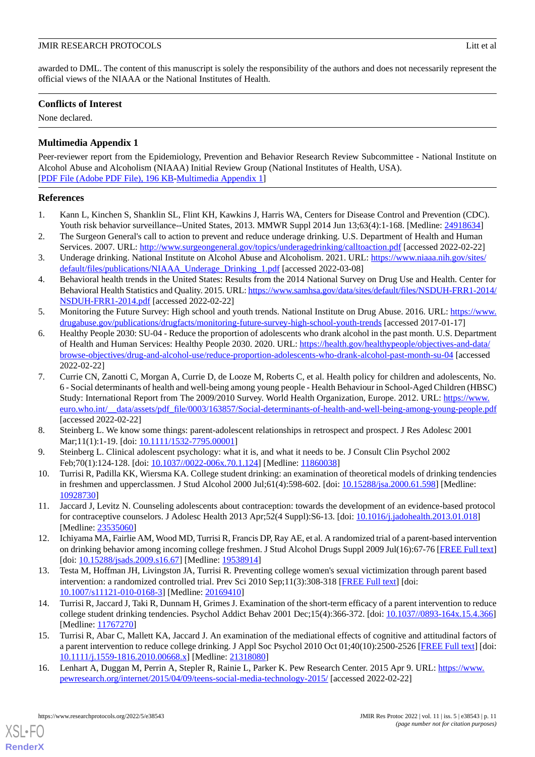awarded to DML. The content of this manuscript is solely the responsibility of the authors and does not necessarily represent the official views of the NIAAA or the National Institutes of Health.

## Conflicts of Interest

None declared.

## Multimedia Appendix 1

Peer-reviewer report from the Epidemiology, Prevention and Behavior Research Review Subcommittee - National Institute on Alcohol Abuse and Alcoholism (NIAAA) Initial Review Group (National Institutes of Health, USA).
[PDF File (Adobe PDF File), 196 KB-Multimedia Appendix 1]

## References

1. Kann L, Kinchen S, Shanklin SL, Flint KH, Kawkins J, Harris WA, Centers for Disease Control and Prevention (CDC). Youth risk behavior surveillance--United States, 2013. MMWR Suppl 2014 Jun 13;63(4):1-168. [Medline: 24918634]
2. The Surgeon General's call to action to prevent and reduce underage drinking. U.S. Department of Health and Human Services. 2007. URL: http://www.surgeongeneral.gov/topics/underagedrinking/calltoaction.pdf [accessed 2022-02-22]
3. Underage drinking. National Institute on Alcohol Abuse and Alcoholism. 2021. URL: https://www.niaaa.nih.gov/sites/default/files/publications/NIAAA_Underage_Drinking_1.pdf [accessed 2022-03-08]
4. Behavioral health trends in the United States: Results from the 2014 National Survey on Drug Use and Health. Center for Behavioral Health Statistics and Quality. 2015. URL: https://www.samhsa.gov/data/sites/default/files/NSDUH-FRR1-2014/NSDUH-FRR1-2014.pdf [accessed 2022-02-22]
5. Monitoring the Future Survey: High school and youth trends. National Institute on Drug Abuse. 2016. URL: https://www.drugabuse.gov/publications/drugfacts/monitoring-future-survey-high-school-youth-trends [accessed 2017-01-17]
6. Healthy People 2030: SU-04 - Reduce the proportion of adolescents who drank alcohol in the past month. U.S. Department of Health and Human Services: Healthy People 2030. 2020. URL: https://health.gov/healthypeople/objectives-and-data/browse-objectives/drug-and-alcohol-use/reduce-proportion-adolescents-who-drank-alcohol-past-month-su-04 [accessed 2022-02-22]
7. Currie CN, Zanotti C, Morgan A, Currie D, de Looze M, Roberts C, et al. Health policy for children and adolescents, No. 6 - Social determinants of health and well-being among young people - Health Behaviour in School-Aged Children (HBSC) Study: International Report from The 2009/2010 Survey. World Health Organization, Europe. 2012. URL: https://www.euro.who.int/__data/assets/pdf_file/0003/163857/Social-determinants-of-health-and-well-being-among-young-people.pdf [accessed 2022-02-22]
8. Steinberg L. We know some things: parent-adolescent relationships in retrospect and prospect. J Res Adolesc 2001 Mar;11(1):1-19. [doi: 10.1111/1532-7795.00001]
9. Steinberg L. Clinical adolescent psychology: what it is, and what it needs to be. J Consult Clin Psychol 2002 Feb;70(1):124-128. [doi: 10.1037//0022-006x.70.1.124] [Medline: 11860038]
10. Turrisi R, Padilla KK, Wiersma KA. College student drinking: an examination of theoretical models of drinking tendencies in freshmen and upperclassmen. J Stud Alcohol 2000 Jul;61(4):598-602. [doi: 10.15288/jsa.2000.61.598] [Medline: 10928730]
11. Jaccard J, Levitz N. Counseling adolescents about contraception: towards the development of an evidence-based protocol for contraceptive counselors. J Adolesc Health 2013 Apr;52(4 Suppl):S6-13. [doi: 10.1016/j.jadohealth.2013.01.018] [Medline: 23535060]
12. Ichiyama MA, Fairlie AM, Wood MD, Turrisi R, Francis DP, Ray AE, et al. A randomized trial of a parent-based intervention on drinking behavior among incoming college freshmen. J Stud Alcohol Drugs Suppl 2009 Jul(16):67-76 [FREE Full text] [doi: 10.15288/jsads.2009.s16.67] [Medline: 19538914]
13. Testa M, Hoffman JH, Livingston JA, Turrisi R. Preventing college women's sexual victimization through parent based intervention: a randomized controlled trial. Prev Sci 2010 Sep;11(3):308-318 [FREE Full text] [doi: 10.1007/s11121-010-0168-3] [Medline: 20169410]
14. Turrisi R, Jaccard J, Taki R, Dunnam H, Grimes J. Examination of the short-term efficacy of a parent intervention to reduce college student drinking tendencies. Psychol Addict Behav 2001 Dec;15(4):366-372. [doi: 10.1037//0893-164x.15.4.366] [Medline: 11767270]
15. Turrisi R, Abar C, Mallett KA, Jaccard J. An examination of the mediational effects of cognitive and attitudinal factors of a parent intervention to reduce college drinking. J Appl Soc Psychol 2010 Oct 01;40(10):2500-2526 [FREE Full text] [doi: 10.1111/j.1559-1816.2010.00668.x] [Medline: 21318080]
16. Lenhart A, Duggan M, Perrin A, Stepler R, Rainie L, Parker K. Pew Research Center. 2015 Apr 9. URL: https://www.pewresearch.org/internet/2015/04/09/teens-social-media-technology-2015/ [accessed 2022-02-22]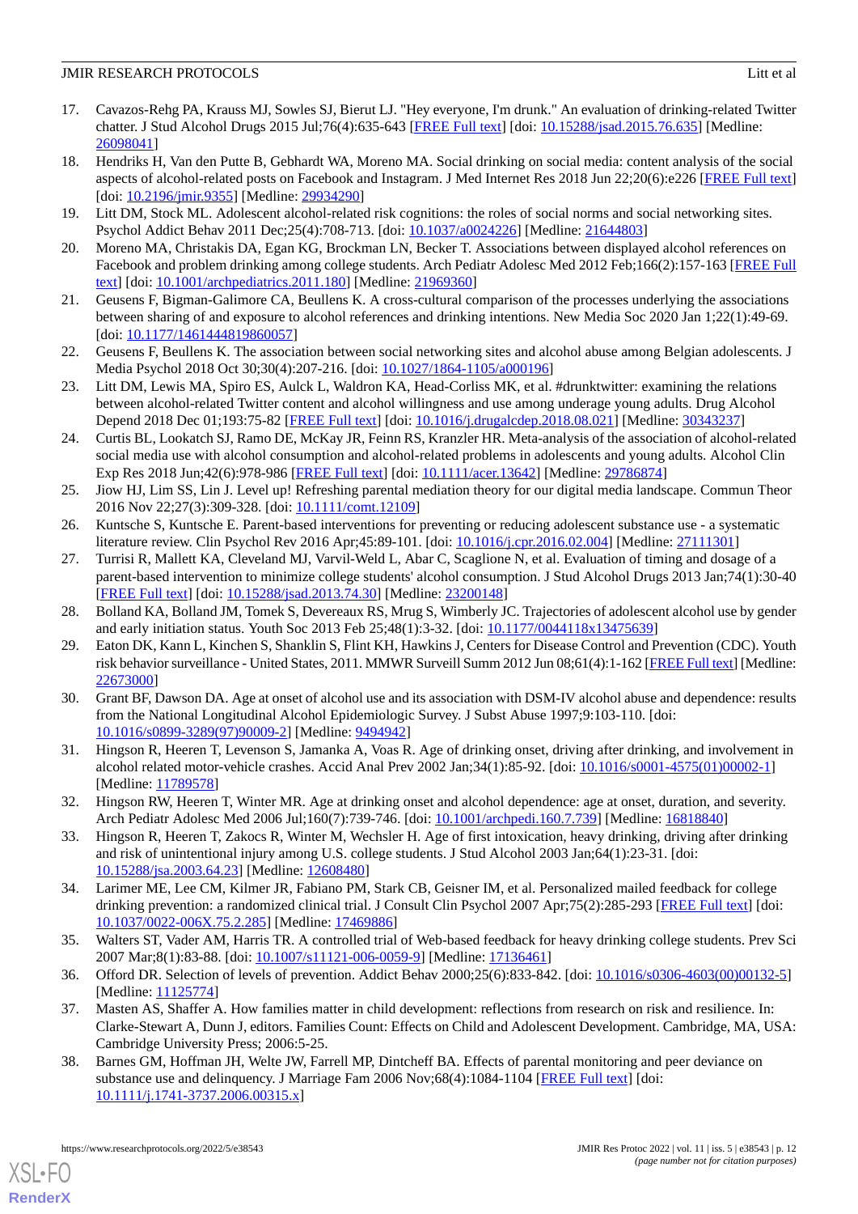17. Cavazos-Rehg PA, Krauss MJ, Sowles SJ, Bierut LJ. "Hey everyone, I'm drunk." An evaluation of drinking-related Twitter chatter. J Stud Alcohol Drugs 2015 Jul;76(4):635-643 [FREE Full text] [doi: 10.15288/jsad.2015.76.635] [Medline: 26098041]
18. Hendriks H, Van den Putte B, Gebhardt WA, Moreno MA. Social drinking on social media: content analysis of the social aspects of alcohol-related posts on Facebook and Instagram. J Med Internet Res 2018 Jun 22;20(6):e226 [FREE Full text] [doi: 10.2196/jmir.9355] [Medline: 29934290]
19. Litt DM, Stock ML. Adolescent alcohol-related risk cognitions: the roles of social norms and social networking sites. Psychol Addict Behav 2011 Dec;25(4):708-713. [doi: 10.1037/a0024226] [Medline: 21644803]
20. Moreno MA, Christakis DA, Egan KG, Brockman LN, Becker T. Associations between displayed alcohol references on Facebook and problem drinking among college students. Arch Pediatr Adolesc Med 2012 Feb;166(2):157-163 [FREE Full text] [doi: 10.1001/archpediatrics.2011.180] [Medline: 21969360]
21. Geusens F, Bigman-Galimore CA, Beullens K. A cross-cultural comparison of the processes underlying the associations between sharing of and exposure to alcohol references and drinking intentions. New Media Soc 2020 Jan 1;22(1):49-69. [doi: 10.1177/1461444819860057]
22. Geusens F, Beullens K. The association between social networking sites and alcohol abuse among Belgian adolescents. J Media Psychol 2018 Oct 30;30(4):207-216. [doi: 10.1027/1864-1105/a000196]
23. Litt DM, Lewis MA, Spiro ES, Aulck L, Waldron KA, Head-Corliss MK, et al. #drunktwitter: examining the relations between alcohol-related Twitter content and alcohol willingness and use among underage young adults. Drug Alcohol Depend 2018 Dec 01;193:75-82 [FREE Full text] [doi: 10.1016/j.drugalcdep.2018.08.021] [Medline: 30343237]
24. Curtis BL, Lookatch SJ, Ramo DE, McKay JR, Feinn RS, Kranzler HR. Meta-analysis of the association of alcohol-related social media use with alcohol consumption and alcohol-related problems in adolescents and young adults. Alcohol Clin Exp Res 2018 Jun;42(6):978-986 [FREE Full text] [doi: 10.1111/acer.13642] [Medline: 29786874]
25. Jiow HJ, Lim SS, Lin J. Level up! Refreshing parental mediation theory for our digital media landscape. Commun Theor 2016 Nov 22;27(3):309-328. [doi: 10.1111/comt.12109]
26. Kuntsche S, Kuntsche E. Parent-based interventions for preventing or reducing adolescent substance use - a systematic literature review. Clin Psychol Rev 2016 Apr;45:89-101. [doi: 10.1016/j.cpr.2016.02.004] [Medline: 27111301]
27. Turrisi R, Mallett KA, Cleveland MJ, Varvil-Weld L, Abar C, Scaglione N, et al. Evaluation of timing and dosage of a parent-based intervention to minimize college students' alcohol consumption. J Stud Alcohol Drugs 2013 Jan;74(1):30-40 [FREE Full text] [doi: 10.15288/jsad.2013.74.30] [Medline: 23200148]
28. Bolland KA, Bolland JM, Tomek S, Devereaux RS, Mrug S, Wimberly JC. Trajectories of adolescent alcohol use by gender and early initiation status. Youth Soc 2013 Feb 25;48(1):3-32. [doi: 10.1177/0044118x13475639]
29. Eaton DK, Kann L, Kinchen S, Shanklin S, Flint KH, Hawkins J, Centers for Disease Control and Prevention (CDC). Youth risk behavior surveillance - United States, 2011. MMWR Surveill Summ 2012 Jun 08;61(4):1-162 [FREE Full text] [Medline: 22673000]
30. Grant BF, Dawson DA. Age at onset of alcohol use and its association with DSM-IV alcohol abuse and dependence: results from the National Longitudinal Alcohol Epidemiologic Survey. J Subst Abuse 1997;9:103-110. [doi: 10.1016/s0899-3289(97)90009-2] [Medline: 9494942]
31. Hingson R, Heeren T, Levenson S, Jamanka A, Voas R. Age of drinking onset, driving after drinking, and involvement in alcohol related motor-vehicle crashes. Accid Anal Prev 2002 Jan;34(1):85-92. [doi: 10.1016/s0001-4575(01)00002-1] [Medline: 11789578]
32. Hingson RW, Heeren T, Winter MR. Age at drinking onset and alcohol dependence: age at onset, duration, and severity. Arch Pediatr Adolesc Med 2006 Jul;160(7):739-746. [doi: 10.1001/archpedi.160.7.739] [Medline: 16818840]
33. Hingson R, Heeren T, Zakocs R, Winter M, Wechsler H. Age of first intoxication, heavy drinking, driving after drinking and risk of unintentional injury among U.S. college students. J Stud Alcohol 2003 Jan;64(1):23-31. [doi: 10.15288/jsa.2003.64.23] [Medline: 12608480]
34. Larimer ME, Lee CM, Kilmer JR, Fabiano PM, Stark CB, Geisner IM, et al. Personalized mailed feedback for college drinking prevention: a randomized clinical trial. J Consult Clin Psychol 2007 Apr;75(2):285-293 [FREE Full text] [doi: 10.1037/0022-006X.75.2.285] [Medline: 17469886]
35. Walters ST, Vader AM, Harris TR. A controlled trial of Web-based feedback for heavy drinking college students. Prev Sci 2007 Mar;8(1):83-88. [doi: 10.1007/s11121-006-0059-9] [Medline: 17136461]
36. Offord DR. Selection of levels of prevention. Addict Behav 2000;25(6):833-842. [doi: 10.1016/s0306-4603(00)00132-5] [Medline: 11125774]
37. Masten AS, Shaffer A. How families matter in child development: reflections from research on risk and resilience. In: Clarke-Stewart A, Dunn J, editors. Families Count: Effects on Child and Adolescent Development. Cambridge, MA, USA: Cambridge University Press; 2006:5-25.
38. Barnes GM, Hoffman JH, Welte JW, Farrell MP, Dintcheff BA. Effects of parental monitoring and peer deviance on substance use and delinquency. J Marriage Fam 2006 Nov;68(4):1084-1104 [FREE Full text] [doi: 10.1111/j.1741-3737.2006.00315.x]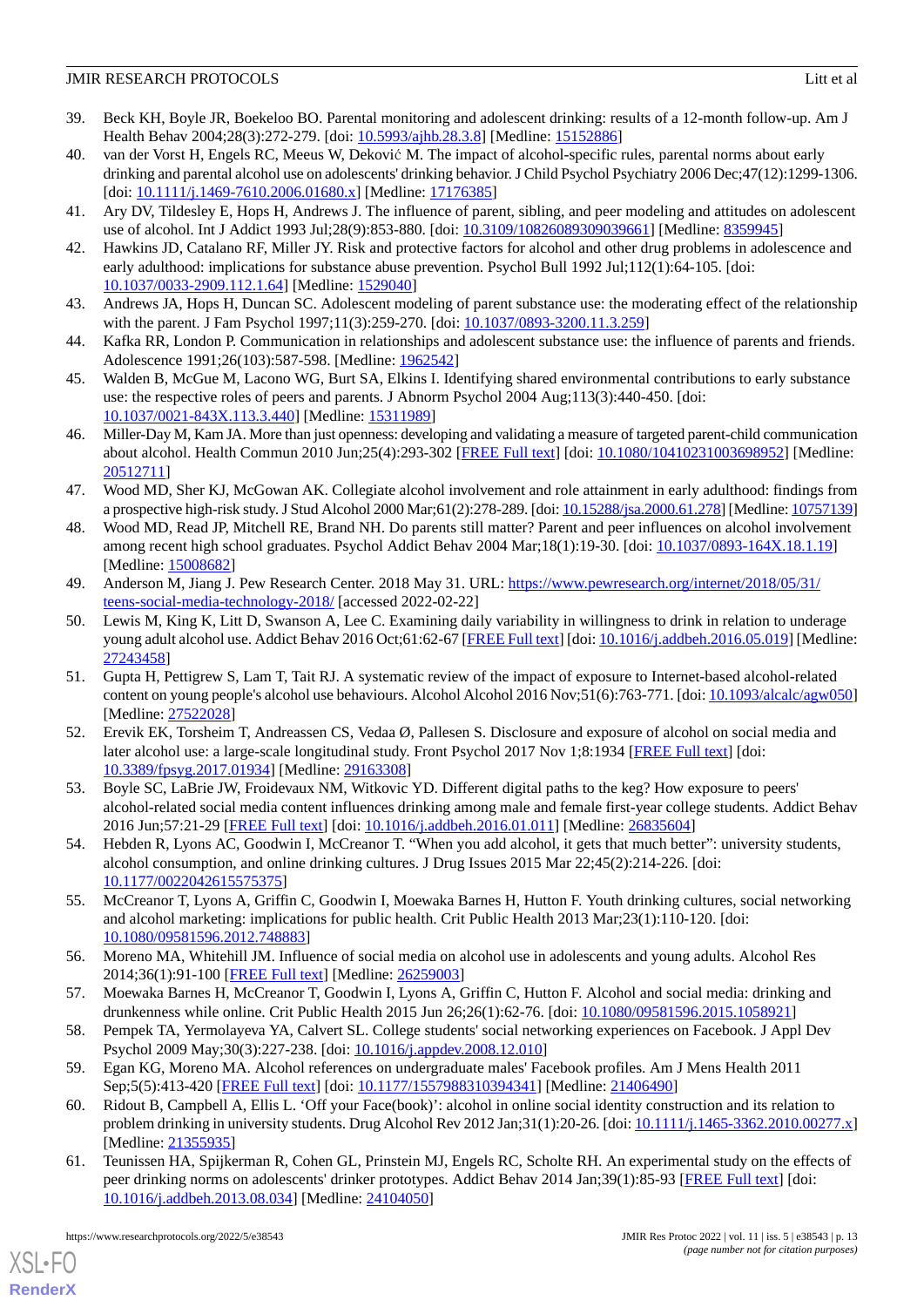39. Beck KH, Boyle JR, Boekeloo BO. Parental monitoring and adolescent drinking: results of a 12-month follow-up. Am J Health Behav 2004;28(3):272-279. [doi: 10.5993/ajhb.28.3.8] [Medline: 15152886]
40. van der Vorst H, Engels RC, Meeus W, Deković M. The impact of alcohol-specific rules, parental norms about early drinking and parental alcohol use on adolescents' drinking behavior. J Child Psychol Psychiatry 2006 Dec;47(12):1299-1306. [doi: 10.1111/j.1469-7610.2006.01680.x] [Medline: 17176385]
41. Ary DV, Tildesley E, Hops H, Andrews J. The influence of parent, sibling, and peer modeling and attitudes on adolescent use of alcohol. Int J Addict 1993 Jul;28(9):853-880. [doi: 10.3109/10826089309039661] [Medline: 8359945]
42. Hawkins JD, Catalano RF, Miller JY. Risk and protective factors for alcohol and other drug problems in adolescence and early adulthood: implications for substance abuse prevention. Psychol Bull 1992 Jul;112(1):64-105. [doi: 10.1037/0033-2909.112.1.64] [Medline: 1529040]
43. Andrews JA, Hops H, Duncan SC. Adolescent modeling of parent substance use: the moderating effect of the relationship with the parent. J Fam Psychol 1997;11(3):259-270. [doi: 10.1037/0893-3200.11.3.259]
44. Kafka RR, London P. Communication in relationships and adolescent substance use: the influence of parents and friends. Adolescence 1991;26(103):587-598. [Medline: 1962542]
45. Walden B, McGue M, Lacono WG, Burt SA, Elkins I. Identifying shared environmental contributions to early substance use: the respective roles of peers and parents. J Abnorm Psychol 2004 Aug;113(3):440-450. [doi: 10.1037/0021-843X.113.3.440] [Medline: 15311989]
46. Miller-Day M, Kam JA. More than just openness: developing and validating a measure of targeted parent-child communication about alcohol. Health Commun 2010 Jun;25(4):293-302 [FREE Full text] [doi: 10.1080/10410231003698952] [Medline: 20512711]
47. Wood MD, Sher KJ, McGowan AK. Collegiate alcohol involvement and role attainment in early adulthood: findings from a prospective high-risk study. J Stud Alcohol 2000 Mar;61(2):278-289. [doi: 10.15288/jsa.2000.61.278] [Medline: 10757139]
48. Wood MD, Read JP, Mitchell RE, Brand NH. Do parents still matter? Parent and peer influences on alcohol involvement among recent high school graduates. Psychol Addict Behav 2004 Mar;18(1):19-30. [doi: 10.1037/0893-164X.18.1.19] [Medline: 15008682]
49. Anderson M, Jiang J. Pew Research Center. 2018 May 31. URL: https://www.pewresearch.org/internet/2018/05/31/teens-social-media-technology-2018/ [accessed 2022-02-22]
50. Lewis M, King K, Litt D, Swanson A, Lee C. Examining daily variability in willingness to drink in relation to underage young adult alcohol use. Addict Behav 2016 Oct;61:62-67 [FREE Full text] [doi: 10.1016/j.addbeh.2016.05.019] [Medline: 27243458]
51. Gupta H, Pettigrew S, Lam T, Tait RJ. A systematic review of the impact of exposure to Internet-based alcohol-related content on young people's alcohol use behaviours. Alcohol Alcohol 2016 Nov;51(6):763-771. [doi: 10.1093/alcalc/agw050] [Medline: 27522028]
52. Erevik EK, Torsheim T, Andreassen CS, Vedaa Ø, Pallesen S. Disclosure and exposure of alcohol on social media and later alcohol use: a large-scale longitudinal study. Front Psychol 2017 Nov 1;8:1934 [FREE Full text] [doi: 10.3389/fpsyg.2017.01934] [Medline: 29163308]
53. Boyle SC, LaBrie JW, Froidevaux NM, Witkovic YD. Different digital paths to the keg? How exposure to peers' alcohol-related social media content influences drinking among male and female first-year college students. Addict Behav 2016 Jun;57:21-29 [FREE Full text] [doi: 10.1016/j.addbeh.2016.01.011] [Medline: 26835604]
54. Hebden R, Lyons AC, Goodwin I, McCreanor T. “When you add alcohol, it gets that much better”: university students, alcohol consumption, and online drinking cultures. J Drug Issues 2015 Mar 22;45(2):214-226. [doi: 10.1177/0022042615575375]
55. McCreanor T, Lyons A, Griffin C, Goodwin I, Moewaka Barnes H, Hutton F. Youth drinking cultures, social networking and alcohol marketing: implications for public health. Crit Public Health 2013 Mar;23(1):110-120. [doi: 10.1080/09581596.2012.748883]
56. Moreno MA, Whitehill JM. Influence of social media on alcohol use in adolescents and young adults. Alcohol Res 2014;36(1):91-100 [FREE Full text] [Medline: 26259003]
57. Moewaka Barnes H, McCreanor T, Goodwin I, Lyons A, Griffin C, Hutton F. Alcohol and social media: drinking and drunkenness while online. Crit Public Health 2015 Jun 26;26(1):62-76. [doi: 10.1080/09581596.2015.1058921]
58. Pempek TA, Yermolayeva YA, Calvert SL. College students' social networking experiences on Facebook. J Appl Dev Psychol 2009 May;30(3):227-238. [doi: 10.1016/j.appdev.2008.12.010]
59. Egan KG, Moreno MA. Alcohol references on undergraduate males' Facebook profiles. Am J Mens Health 2011 Sep;5(5):413-420 [FREE Full text] [doi: 10.1177/1557988310394341] [Medline: 21406490]
60. Ridout B, Campbell A, Ellis L. ‘Off your Face(book)’: alcohol in online social identity construction and its relation to problem drinking in university students. Drug Alcohol Rev 2012 Jan;31(1):20-26. [doi: 10.1111/j.1465-3362.2010.00277.x] [Medline: 21355935]
61. Teunissen HA, Spijkerman R, Cohen GL, Prinstein MJ, Engels RC, Scholte RH. An experimental study on the effects of peer drinking norms on adolescents' drinker prototypes. Addict Behav 2014 Jan;39(1):85-93 [FREE Full text] [doi: 10.1016/j.addbeh.2013.08.034] [Medline: 24104050]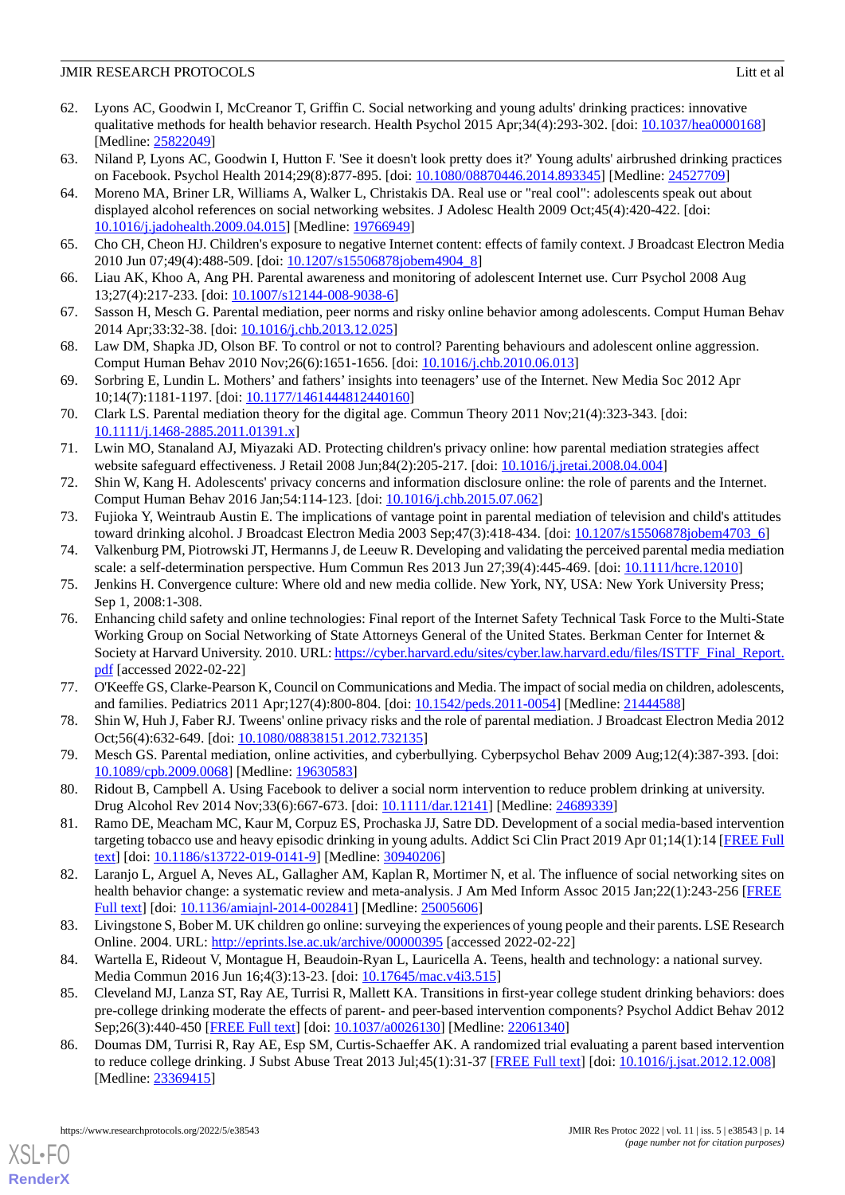62. Lyons AC, Goodwin I, McCreanor T, Griffin C. Social networking and young adults' drinking practices: innovative qualitative methods for health behavior research. Health Psychol 2015 Apr;34(4):293-302. [doi: 10.1037/hea0000168] [Medline: 25822049]
63. Niland P, Lyons AC, Goodwin I, Hutton F. 'See it doesn't look pretty does it?' Young adults' airbrushed drinking practices on Facebook. Psychol Health 2014;29(8):877-895. [doi: 10.1080/08870446.2014.893345] [Medline: 24527709]
64. Moreno MA, Briner LR, Williams A, Walker L, Christakis DA. Real use or "real cool": adolescents speak out about displayed alcohol references on social networking websites. J Adolesc Health 2009 Oct;45(4):420-422. [doi: 10.1016/j.jadohealth.2009.04.015] [Medline: 19766949]
65. Cho CH, Cheon HJ. Children's exposure to negative Internet content: effects of family context. J Broadcast Electron Media 2010 Jun 07;49(4):488-509. [doi: 10.1207/s15506878jobem4904_8]
66. Liau AK, Khoo A, Ang PH. Parental awareness and monitoring of adolescent Internet use. Curr Psychol 2008 Aug 13;27(4):217-233. [doi: 10.1007/s12144-008-9038-6]
67. Sasson H, Mesch G. Parental mediation, peer norms and risky online behavior among adolescents. Comput Human Behav 2014 Apr;33:32-38. [doi: 10.1016/j.chb.2013.12.025]
68. Law DM, Shapka JD, Olson BF. To control or not to control? Parenting behaviours and adolescent online aggression. Comput Human Behav 2010 Nov;26(6):1651-1656. [doi: 10.1016/j.chb.2010.06.013]
69. Sorbring E, Lundin L. Mothers' and fathers' insights into teenagers' use of the Internet. New Media Soc 2012 Apr 10;14(7):1181-1197. [doi: 10.1177/1461444812440160]
70. Clark LS. Parental mediation theory for the digital age. Commun Theory 2011 Nov;21(4):323-343. [doi: 10.1111/j.1468-2885.2011.01391.x]
71. Lwin MO, Stanaland AJ, Miyazaki AD. Protecting children's privacy online: how parental mediation strategies affect website safeguard effectiveness. J Retail 2008 Jun;84(2):205-217. [doi: 10.1016/j.jretai.2008.04.004]
72. Shin W, Kang H. Adolescents' privacy concerns and information disclosure online: the role of parents and the Internet. Comput Human Behav 2016 Jan;54:114-123. [doi: 10.1016/j.chb.2015.07.062]
73. Fujioka Y, Weintraub Austin E. The implications of vantage point in parental mediation of television and child's attitudes toward drinking alcohol. J Broadcast Electron Media 2003 Sep;47(3):418-434. [doi: 10.1207/s15506878jobem4703_6]
74. Valkenburg PM, Piotrowski JT, Hermanns J, de Leeuw R. Developing and validating the perceived parental media mediation scale: a self-determination perspective. Hum Commun Res 2013 Jun 27;39(4):445-469. [doi: 10.1111/hcre.12010]
75. Jenkins H. Convergence culture: Where old and new media collide. New York, NY, USA: New York University Press; Sep 1, 2008:1-308.
76. Enhancing child safety and online technologies: Final report of the Internet Safety Technical Task Force to the Multi-State Working Group on Social Networking of State Attorneys General of the United States. Berkman Center for Internet & Society at Harvard University. 2010. URL: https://cyber.harvard.edu/sites/cyber.law.harvard.edu/files/ISTTF_Final_Report.pdf [accessed 2022-02-22]
77. O'Keeffe GS, Clarke-Pearson K, Council on Communications and Media. The impact of social media on children, adolescents, and families. Pediatrics 2011 Apr;127(4):800-804. [doi: 10.1542/peds.2011-0054] [Medline: 21444588]
78. Shin W, Huh J, Faber RJ. Tweens' online privacy risks and the role of parental mediation. J Broadcast Electron Media 2012 Oct;56(4):632-649. [doi: 10.1080/08838151.2012.732135]
79. Mesch GS. Parental mediation, online activities, and cyberbullying. Cyberpsychol Behav 2009 Aug;12(4):387-393. [doi: 10.1089/cpb.2009.0068] [Medline: 19630583]
80. Ridout B, Campbell A. Using Facebook to deliver a social norm intervention to reduce problem drinking at university. Drug Alcohol Rev 2014 Nov;33(6):667-673. [doi: 10.1111/dar.12141] [Medline: 24689339]
81. Ramo DE, Meacham MC, Kaur M, Corpuz ES, Prochaska JJ, Satre DD. Development of a social media-based intervention targeting tobacco use and heavy episodic drinking in young adults. Addict Sci Clin Pract 2019 Apr 01;14(1):14 [FREE Full text] [doi: 10.1186/s13722-019-0141-9] [Medline: 30940206]
82. Laranjo L, Arguel A, Neves AL, Gallagher AM, Kaplan R, Mortimer N, et al. The influence of social networking sites on health behavior change: a systematic review and meta-analysis. J Am Med Inform Assoc 2015 Jan;22(1):243-256 [FREE Full text] [doi: 10.1136/amiajnl-2014-002841] [Medline: 25005606]
83. Livingstone S, Bober M. UK children go online: surveying the experiences of young people and their parents. LSE Research Online. 2004. URL: http://eprints.lse.ac.uk/archive/00000395 [accessed 2022-02-22]
84. Wartella E, Rideout V, Montague H, Beaudoin-Ryan L, Lauricella A. Teens, health and technology: a national survey. Media Commun 2016 Jun 16;4(3):13-23. [doi: 10.17645/mac.v4i3.515]
85. Cleveland MJ, Lanza ST, Ray AE, Turrisi R, Mallett KA. Transitions in first-year college student drinking behaviors: does pre-college drinking moderate the effects of parent- and peer-based intervention components? Psychol Addict Behav 2012 Sep;26(3):440-450 [FREE Full text] [doi: 10.1037/a0026130] [Medline: 22061340]
86. Doumas DM, Turrisi R, Ray AE, Esp SM, Curtis-Schaeffer AK. A randomized trial evaluating a parent based intervention to reduce college drinking. J Subst Abuse Treat 2013 Jul;45(1):31-37 [FREE Full text] [doi: 10.1016/j.jsat.2012.12.008] [Medline: 23369415]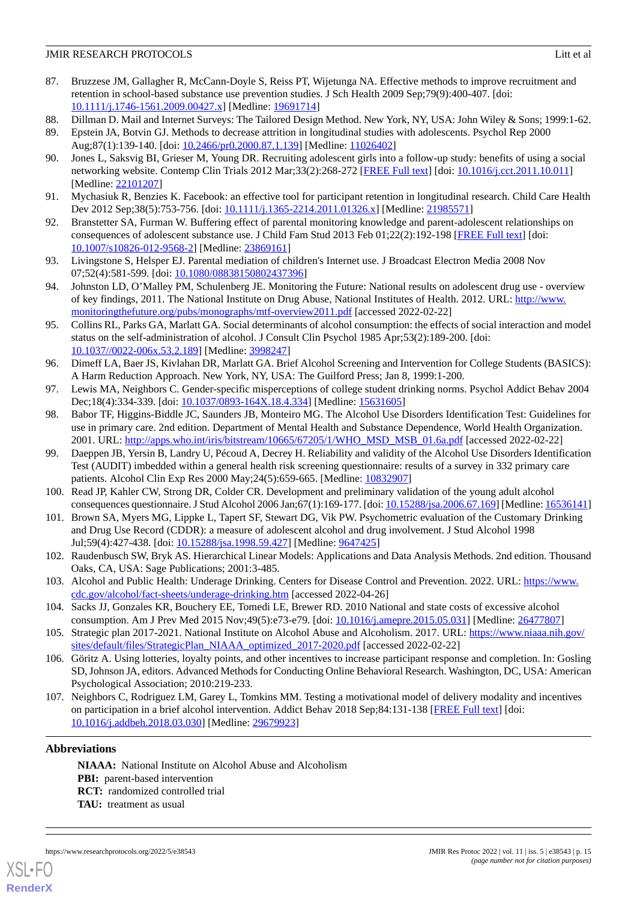87. Bruzzese JM, Gallagher R, McCann-Doyle S, Reiss PT, Wijetunga NA. Effective methods to improve recruitment and retention in school-based substance use prevention studies. J Sch Health 2009 Sep;79(9):400-407. [doi: 10.1111/j.1746-1561.2009.00427.x] [Medline: 19691714]
88. Dillman D. Mail and Internet Surveys: The Tailored Design Method. New York, NY, USA: John Wiley & Sons; 1999:1-62.
89. Epstein JA, Botvin GJ. Methods to decrease attrition in longitudinal studies with adolescents. Psychol Rep 2000 Aug;87(1):139-140. [doi: 10.2466/pr0.2000.87.1.139] [Medline: 11026402]
90. Jones L, Saksvig BI, Grieser M, Young DR. Recruiting adolescent girls into a follow-up study: benefits of using a social networking website. Contemp Clin Trials 2012 Mar;33(2):268-272 [FREE Full text] [doi: 10.1016/j.cct.2011.10.011] [Medline: 22101207]
91. Mychasiuk R, Benzies K. Facebook: an effective tool for participant retention in longitudinal research. Child Care Health Dev 2012 Sep;38(5):753-756. [doi: 10.1111/j.1365-2214.2011.01326.x] [Medline: 21985571]
92. Branstetter SA, Furman W. Buffering effect of parental monitoring knowledge and parent-adolescent relationships on consequences of adolescent substance use. J Child Fam Stud 2013 Feb 01;22(2):192-198 [FREE Full text] [doi: 10.1007/s10826-012-9568-2] [Medline: 23869161]
93. Livingstone S, Helsper EJ. Parental mediation of children's Internet use. J Broadcast Electron Media 2008 Nov 07;52(4):581-599. [doi: 10.1080/08838150802437396]
94. Johnston LD, O'Malley PM, Schulenberg JE. Monitoring the Future: National results on adolescent drug use - overview of key findings, 2011. The National Institute on Drug Abuse, National Institutes of Health. 2012. URL: http://www.monitoringthefuture.org/pubs/monographs/mtf-overview2011.pdf [accessed 2022-02-22]
95. Collins RL, Parks GA, Marlatt GA. Social determinants of alcohol consumption: the effects of social interaction and model status on the self-administration of alcohol. J Consult Clin Psychol 1985 Apr;53(2):189-200. [doi: 10.1037//0022-006x.53.2.189] [Medline: 3998247]
96. Dimeff LA, Baer JS, Kivlahan DR, Marlatt GA. Brief Alcohol Screening and Intervention for College Students (BASICS): A Harm Reduction Approach. New York, NY, USA: The Guilford Press; Jan 8, 1999:1-200.
97. Lewis MA, Neighbors C. Gender-specific misperceptions of college student drinking norms. Psychol Addict Behav 2004 Dec;18(4):334-339. [doi: 10.1037/0893-164X.18.4.334] [Medline: 15631605]
98. Babor TF, Higgins-Biddle JC, Saunders JB, Monteiro MG. The Alcohol Use Disorders Identification Test: Guidelines for use in primary care. 2nd edition. Department of Mental Health and Substance Dependence, World Health Organization. 2001. URL: http://apps.who.int/iris/bitstream/10665/67205/1/WHO_MSD_MSB_01.6a.pdf [accessed 2022-02-22]
99. Daeppen JB, Yersin B, Landry U, Pécoud A, Decrey H. Reliability and validity of the Alcohol Use Disorders Identification Test (AUDIT) imbedded within a general health risk screening questionnaire: results of a survey in 332 primary care patients. Alcohol Clin Exp Res 2000 May;24(5):659-665. [Medline: 10832907]
100. Read JP, Kahler CW, Strong DR, Colder CR. Development and preliminary validation of the young adult alcohol consequences questionnaire. J Stud Alcohol 2006 Jan;67(1):169-177. [doi: 10.15288/jsa.2006.67.169] [Medline: 16536141]
101. Brown SA, Myers MG, Lippke L, Tapert SF, Stewart DG, Vik PW. Psychometric evaluation of the Customary Drinking and Drug Use Record (CDDR): a measure of adolescent alcohol and drug involvement. J Stud Alcohol 1998 Jul;59(4):427-438. [doi: 10.15288/jsa.1998.59.427] [Medline: 9647425]
102. Raudenbusch SW, Bryk AS. Hierarchical Linear Models: Applications and Data Analysis Methods. 2nd edition. Thousand Oaks, CA, USA: Sage Publications; 2001:3-485.
103. Alcohol and Public Health: Underage Drinking. Centers for Disease Control and Prevention. 2022. URL: https://www.cdc.gov/alcohol/fact-sheets/underage-drinking.htm [accessed 2022-04-26]
104. Sacks JJ, Gonzales KR, Bouchery EE, Tomedi LE, Brewer RD. 2010 National and state costs of excessive alcohol consumption. Am J Prev Med 2015 Nov;49(5):e73-e79. [doi: 10.1016/j.amepre.2015.05.031] [Medline: 26477807]
105. Strategic plan 2017-2021. National Institute on Alcohol Abuse and Alcoholism. 2017. URL: https://www.niaaa.nih.gov/sites/default/files/StrategicPlan_NIAAA_optimized_2017-2020.pdf [accessed 2022-02-22]
106. Göritz A. Using lotteries, loyalty points, and other incentives to increase participant response and completion. In: Gosling SD, Johnson JA, editors. Advanced Methods for Conducting Online Behavioral Research. Washington, DC, USA: American Psychological Association; 2010:219-233.
107. Neighbors C, Rodriguez LM, Garey L, Tomkins MM. Testing a motivational model of delivery modality and incentives on participation in a brief alcohol intervention. Addict Behav 2018 Sep;84:131-138 [FREE Full text] [doi: 10.1016/j.addbeh.2018.03.030] [Medline: 29679923]

## Abbreviations

**NIAAA:** National Institute on Alcohol Abuse and Alcoholism
**PBI:** parent-based intervention
**RCT:** randomized controlled trial
**TAU:** treatment as usual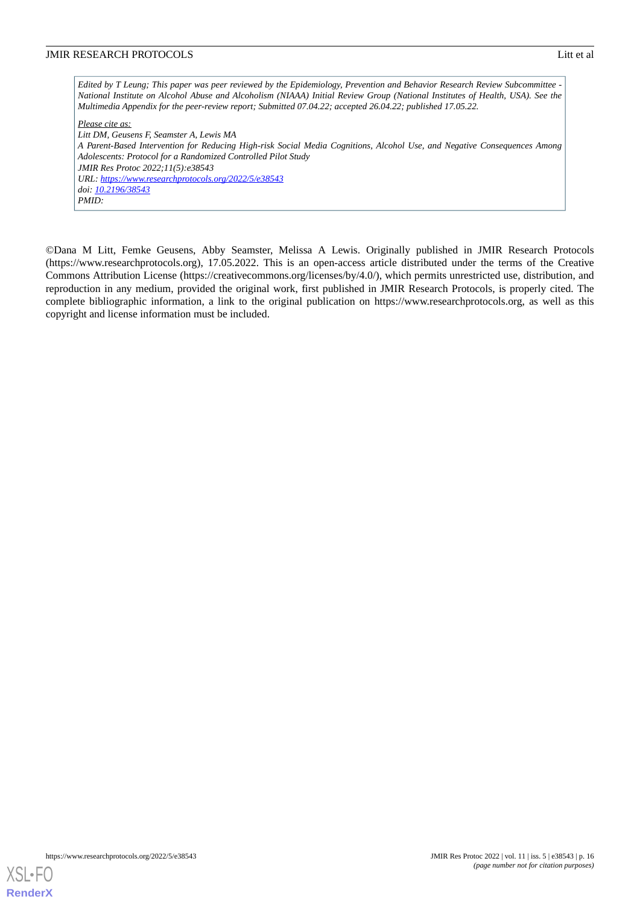*Edited by T Leung; This paper was peer reviewed by the Epidemiology, Prevention and Behavior Research Review Subcommittee - National Institute on Alcohol Abuse and Alcoholism (NIAAA) Initial Review Group (National Institutes of Health, USA). See the Multimedia Appendix for the peer-review report; Submitted 07.04.22; accepted 26.04.22; published 17.05.22.*

*Please cite as:*
*Litt DM, Geusens F, Seamster A, Lewis MA*
*A Parent-Based Intervention for Reducing High-risk Social Media Cognitions, Alcohol Use, and Negative Consequences Among Adolescents: Protocol for a Randomized Controlled Pilot Study*
*JMIR Res Protoc 2022;11(5):e38543*
*URL: [https://www.researchprotocols.org/2022/5/e38543](https://www.researchprotocols.org/2022/5/e38543)*
*doi: [10.2196/38543](10.2196/38543)*
*PMID:*

©Dana M Litt, Femke Geusens, Abby Seamster, Melissa A Lewis. Originally published in JMIR Research Protocols (https://www.researchprotocols.org), 17.05.2022. This is an open-access article distributed under the terms of the Creative Commons Attribution License (https://creativecommons.org/licenses/by/4.0/), which permits unrestricted use, distribution, and reproduction in any medium, provided the original work, first published in JMIR Research Protocols, is properly cited. The complete bibliographic information, a link to the original publication on https://www.researchprotocols.org, as well as this copyright and license information must be included.